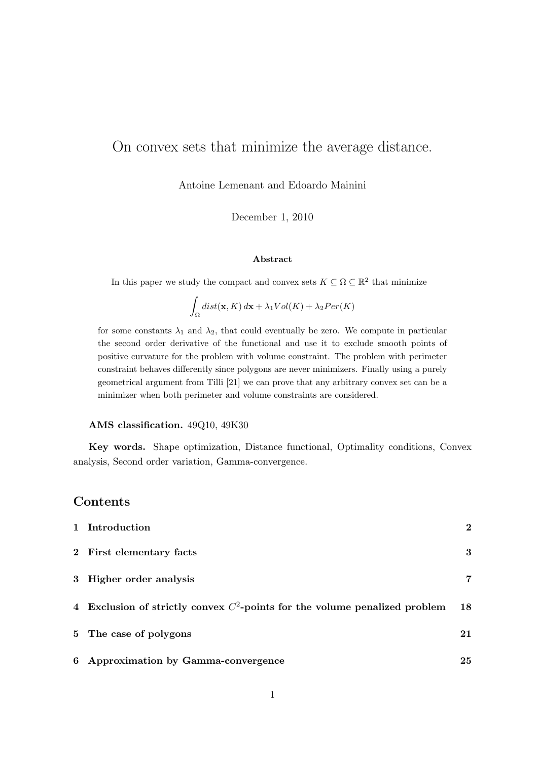# On convex sets that minimize the average distance.

Antoine Lemenant and Edoardo Mainini

December 1, 2010

### Abstract

In this paper we study the compact and convex sets $K \subseteq \Omega \subseteq \mathbb{R}^2$ that minimize

$$\int_\Omega dist(\mathbf{x}, K)\, d\mathbf{x} + \lambda_1 Vol(K) + \lambda_2 Per(K)$$

for some constants $\lambda_1$ and $\lambda_2$, that could eventually be zero. We compute in particular the second order derivative of the functional and use it to exclude smooth points of positive curvature for the problem with volume constraint. The problem with perimeter constraint behaves differently since polygons are never minimizers. Finally using a purely geometrical argument from Tilli [21] we can prove that any arbitrary convex set can be a minimizer when both perimeter and volume constraints are considered.

**AMS classification.** 49Q10, 49K30

**Key words.** Shape optimization, Distance functional, Optimality conditions, Convex analysis, Second order variation, Gamma-convergence.

## Contents

| | | |
|---|---|---|
| **1** | **Introduction** | **2** |
| **2** | **First elementary facts** | **3** |
| **3** | **Higher order analysis** | **7** |
| **4** | **Exclusion of strictly convex $C^2$-points for the volume penalized problem** | **18** |
| **5** | **The case of polygons** | **21** |
| **6** | **Approximation by Gamma-convergence** | **25** |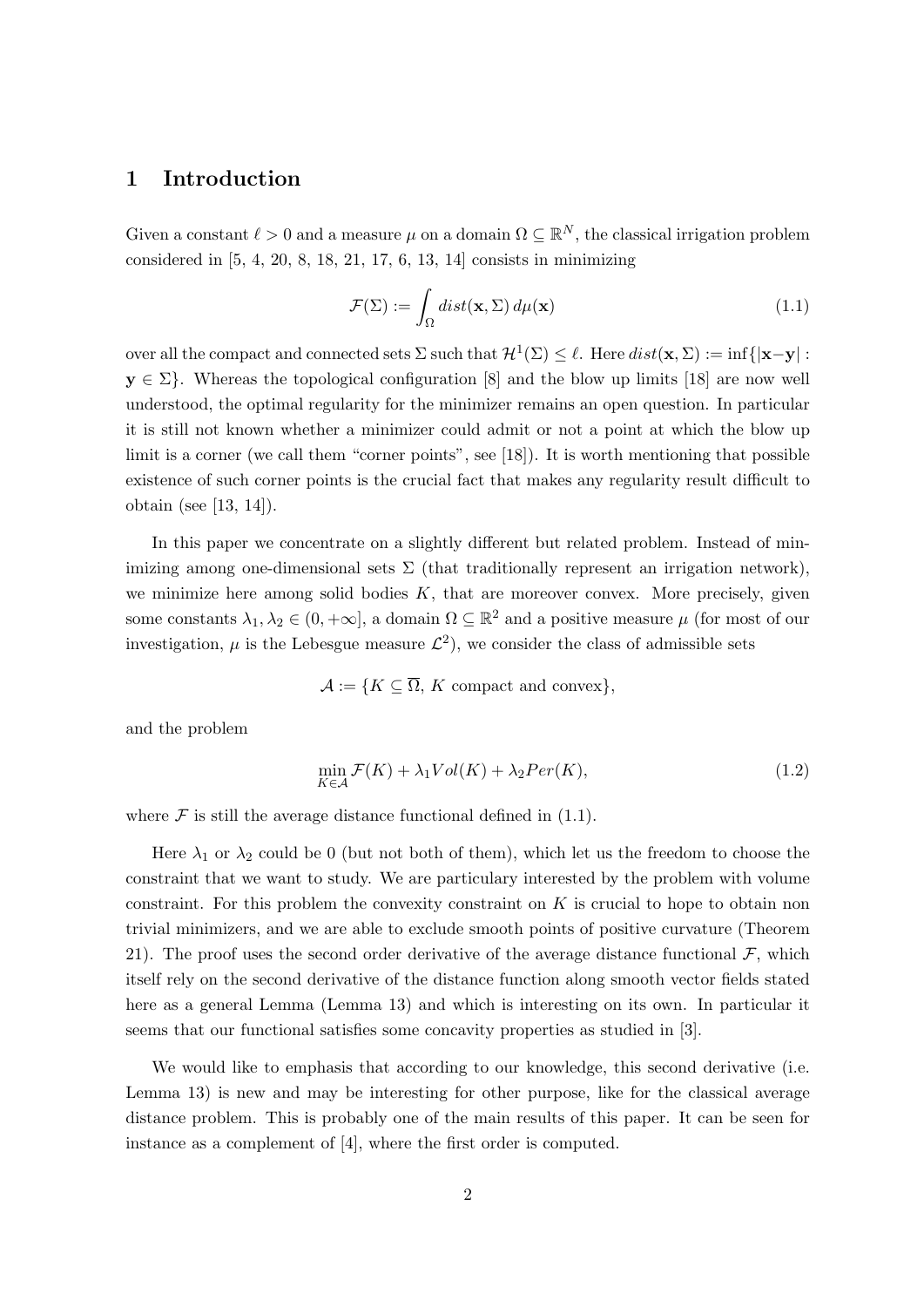# 1 Introduction

Given a constant $\ell > 0$ and a measure $\mu$ on a domain $\Omega \subseteq \mathbb{R}^N$, the classical irrigation problem considered in [5, 4, 20, 8, 18, 21, 17, 6, 13, 14] consists in minimizing

$$\mathcal{F}(\Sigma) := \int_{\Omega} dist(\mathbf{x}, \Sigma)\, d\mu(\mathbf{x}) \tag{1.1}$$

over all the compact and connected sets $\Sigma$ such that $\mathcal{H}^1(\Sigma) \leq \ell$. Here $dist(\mathbf{x}, \Sigma) := \inf\{|\mathbf{x}-\mathbf{y}| : \mathbf{y} \in \Sigma\}$. Whereas the topological configuration [8] and the blow up limits [18] are now well understood, the optimal regularity for the minimizer remains an open question. In particular it is still not known whether a minimizer could admit or not a point at which the blow up limit is a corner (we call them "corner points", see [18]). It is worth mentioning that possible existence of such corner points is the crucial fact that makes any regularity result difficult to obtain (see [13, 14]).

In this paper we concentrate on a slightly different but related problem. Instead of minimizing among one-dimensional sets $\Sigma$ (that traditionally represent an irrigation network), we minimize here among solid bodies $K$, that are moreover convex. More precisely, given some constants $\lambda_1, \lambda_2 \in (0, +\infty]$, a domain $\Omega \subseteq \mathbb{R}^2$ and a positive measure $\mu$ (for most of our investigation, $\mu$ is the Lebesgue measure $\mathcal{L}^2$), we consider the class of admissible sets

$$\mathcal{A} := \{K \subseteq \overline{\Omega},\ K \text{ compact and convex}\},$$

and the problem

$$\min_{K \in \mathcal{A}} \mathcal{F}(K) + \lambda_1 Vol(K) + \lambda_2 Per(K), \tag{1.2}$$

where $\mathcal{F}$ is still the average distance functional defined in (1.1).

Here $\lambda_1$ or $\lambda_2$ could be 0 (but not both of them), which let us the freedom to choose the constraint that we want to study. We are particulary interested by the problem with volume constraint. For this problem the convexity constraint on $K$ is crucial to hope to obtain non trivial minimizers, and we are able to exclude smooth points of positive curvature (Theorem 21). The proof uses the second order derivative of the average distance functional $\mathcal{F}$, which itself rely on the second derivative of the distance function along smooth vector fields stated here as a general Lemma (Lemma 13) and which is interesting on its own. In particular it seems that our functional satisfies some concavity properties as studied in [3].

We would like to emphasis that according to our knowledge, this second derivative (i.e. Lemma 13) is new and may be interesting for other purpose, like for the classical average distance problem. This is probably one of the main results of this paper. It can be seen for instance as a complement of [4], where the first order is computed.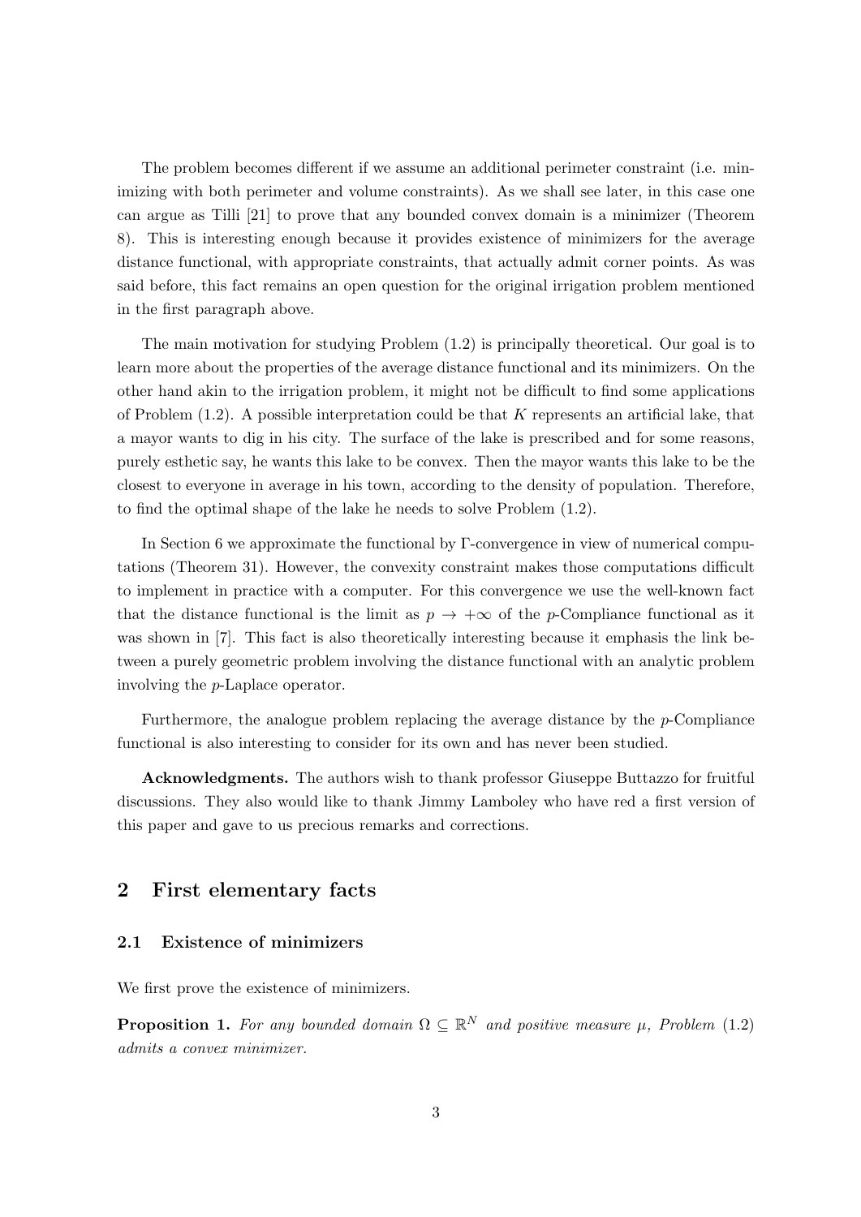The problem becomes different if we assume an additional perimeter constraint (i.e. minimizing with both perimeter and volume constraints). As we shall see later, in this case one can argue as Tilli [21] to prove that any bounded convex domain is a minimizer (Theorem 8). This is interesting enough because it provides existence of minimizers for the average distance functional, with appropriate constraints, that actually admit corner points. As was said before, this fact remains an open question for the original irrigation problem mentioned in the first paragraph above.

The main motivation for studying Problem (1.2) is principally theoretical. Our goal is to learn more about the properties of the average distance functional and its minimizers. On the other hand akin to the irrigation problem, it might not be difficult to find some applications of Problem (1.2). A possible interpretation could be that $K$ represents an artificial lake, that a mayor wants to dig in his city. The surface of the lake is prescribed and for some reasons, purely esthetic say, he wants this lake to be convex. Then the mayor wants this lake to be the closest to everyone in average in his town, according to the density of population. Therefore, to find the optimal shape of the lake he needs to solve Problem (1.2).

In Section 6 we approximate the functional by Γ-convergence in view of numerical computations (Theorem 31). However, the convexity constraint makes those computations difficult to implement in practice with a computer. For this convergence we use the well-known fact that the distance functional is the limit as $p \to +\infty$ of the $p$-Compliance functional as it was shown in [7]. This fact is also theoretically interesting because it emphasis the link between a purely geometric problem involving the distance functional with an analytic problem involving the $p$-Laplace operator.

Furthermore, the analogue problem replacing the average distance by the $p$-Compliance functional is also interesting to consider for its own and has never been studied.

**Acknowledgments.** The authors wish to thank professor Giuseppe Buttazzo for fruitful discussions. They also would like to thank Jimmy Lamboley who have red a first version of this paper and gave to us precious remarks and corrections.

## 2 First elementary facts

### 2.1 Existence of minimizers

We first prove the existence of minimizers.

**Proposition 1.** *For any bounded domain $\Omega \subseteq \mathbb{R}^N$ and positive measure $\mu$, Problem (1.2) admits a convex minimizer.*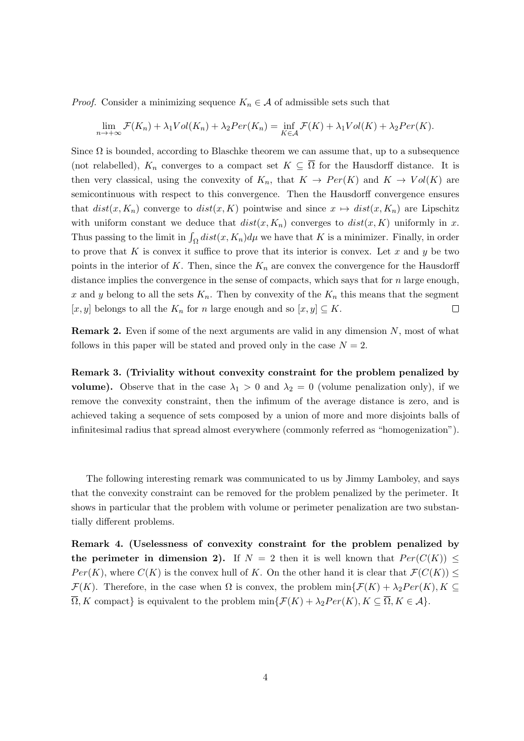*Proof.* Consider a minimizing sequence $K_n \in \mathcal{A}$ of admissible sets such that

$$\lim_{n\to+\infty} \mathcal{F}(K_n) + \lambda_1 Vol(K_n) + \lambda_2 Per(K_n) = \inf_{K\in\mathcal{A}} \mathcal{F}(K) + \lambda_1 Vol(K) + \lambda_2 Per(K).$$

Since $\Omega$ is bounded, according to Blaschke theorem we can assume that, up to a subsequence (not relabelled), $K_n$ converges to a compact set $K \subseteq \overline{\Omega}$ for the Hausdorff distance. It is then very classical, using the convexity of $K_n$, that $K \to Per(K)$ and $K \to Vol(K)$ are semicontinuous with respect to this convergence. Then the Hausdorff convergence ensures that $dist(x, K_n)$ converge to $dist(x, K)$ pointwise and since $x \mapsto dist(x, K_n)$ are Lipschitz with uniform constant we deduce that $dist(x, K_n)$ converges to $dist(x, K)$ uniformly in $x$. Thus passing to the limit in $\int_\Omega dist(x, K_n)d\mu$ we have that $K$ is a minimizer. Finally, in order to prove that $K$ is convex it suffice to prove that its interior is convex. Let $x$ and $y$ be two points in the interior of $K$. Then, since the $K_n$ are convex the convergence for the Hausdorff distance implies the convergence in the sense of compacts, which says that for $n$ large enough, $x$ and $y$ belong to all the sets $K_n$. Then by convexity of the $K_n$ this means that the segment $[x, y]$ belongs to all the $K_n$ for $n$ large enough and so $[x, y] \subseteq K$. $\square$

**Remark 2.** Even if some of the next arguments are valid in any dimension $N$, most of what follows in this paper will be stated and proved only in the case $N = 2$.

**Remark 3. (Triviality without convexity constraint for the problem penalized by volume).** Observe that in the case $\lambda_1 > 0$ and $\lambda_2 = 0$ (volume penalization only), if we remove the convexity constraint, then the infimum of the average distance is zero, and is achieved taking a sequence of sets composed by a union of more and more disjoints balls of infinitesimal radius that spread almost everywhere (commonly referred as "homogenization").

The following interesting remark was communicated to us by Jimmy Lamboley, and says that the convexity constraint can be removed for the problem penalized by the perimeter. It shows in particular that the problem with volume or perimeter penalization are two substantially different problems.

**Remark 4. (Uselessness of convexity constraint for the problem penalized by the perimeter in dimension 2).** If $N = 2$ then it is well known that $Per(C(K)) \leq Per(K)$, where $C(K)$ is the convex hull of $K$. On the other hand it is clear that $\mathcal{F}(C(K)) \leq \mathcal{F}(K)$. Therefore, in the case when $\Omega$ is convex, the problem $\min\{\mathcal{F}(K) + \lambda_2 Per(K), K \subseteq \overline{\Omega}, K \text{ compact}\}$ is equivalent to the problem $\min\{\mathcal{F}(K) + \lambda_2 Per(K), K \subseteq \overline{\Omega}, K \in \mathcal{A}\}$.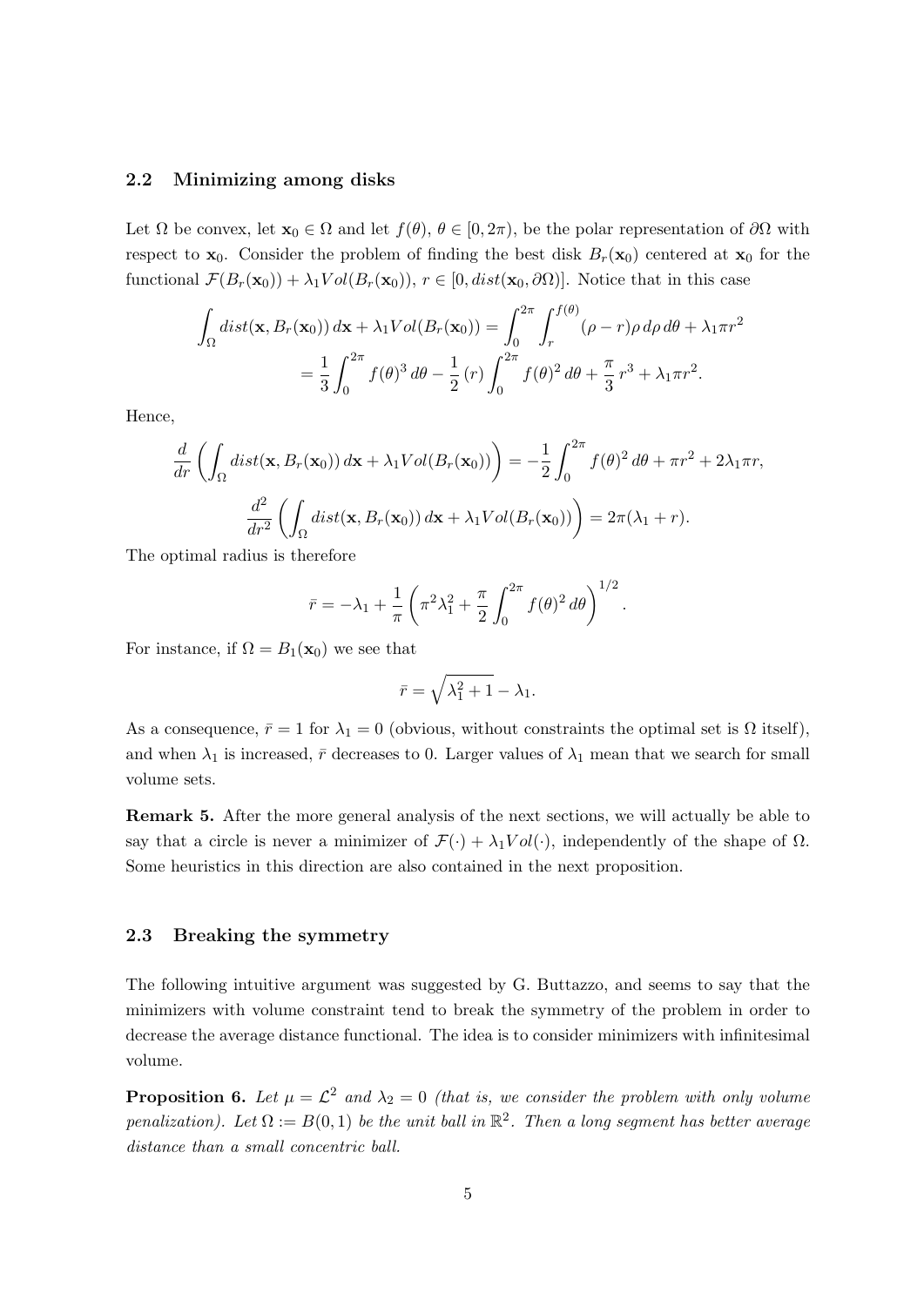### 2.2 Minimizing among disks

Let $\Omega$ be convex, let $\mathbf{x}_0 \in \Omega$ and let $f(\theta)$, $\theta \in [0, 2\pi)$, be the polar representation of $\partial\Omega$ with respect to $\mathbf{x}_0$. Consider the problem of finding the best disk $B_r(\mathbf{x}_0)$ centered at $\mathbf{x}_0$ for the functional $\mathcal{F}(B_r(\mathbf{x}_0)) + \lambda_1 Vol(B_r(\mathbf{x}_0))$, $r \in [0, dist(\mathbf{x}_0, \partial\Omega)]$. Notice that in this case

$$
\begin{aligned}
\int_\Omega dist(\mathbf{x}, B_r(\mathbf{x}_0))\, d\mathbf{x} + \lambda_1 Vol(B_r(\mathbf{x}_0)) &= \int_0^{2\pi} \int_r^{f(\theta)} (\rho - r)\rho \, d\rho \, d\theta + \lambda_1 \pi r^2 \\
&= \frac{1}{3} \int_0^{2\pi} f(\theta)^3 \, d\theta - \frac{1}{2}(r) \int_0^{2\pi} f(\theta)^2 \, d\theta + \frac{\pi}{3} r^3 + \lambda_1 \pi r^2.
\end{aligned}
$$

Hence,

$$
\frac{d}{dr}\left( \int_\Omega dist(\mathbf{x}, B_r(\mathbf{x}_0))\, d\mathbf{x} + \lambda_1 Vol(B_r(\mathbf{x}_0)) \right) = -\frac{1}{2} \int_0^{2\pi} f(\theta)^2 \, d\theta + \pi r^2 + 2\lambda_1 \pi r,
$$

$$
\frac{d^2}{dr^2}\left( \int_\Omega dist(\mathbf{x}, B_r(\mathbf{x}_0))\, d\mathbf{x} + \lambda_1 Vol(B_r(\mathbf{x}_0)) \right) = 2\pi(\lambda_1 + r).
$$

The optimal radius is therefore

$$
\bar{r} = -\lambda_1 + \frac{1}{\pi}\left( \pi^2 \lambda_1^2 + \frac{\pi}{2} \int_0^{2\pi} f(\theta)^2 \, d\theta \right)^{1/2}.
$$

For instance, if $\Omega = B_1(\mathbf{x}_0)$ we see that

$$
\bar{r} = \sqrt{\lambda_1^2 + 1} - \lambda_1.
$$

As a consequence, $\bar{r} = 1$ for $\lambda_1 = 0$ (obvious, without constraints the optimal set is $\Omega$ itself), and when $\lambda_1$ is increased, $\bar{r}$ decreases to 0. Larger values of $\lambda_1$ mean that we search for small volume sets.

**Remark 5.** After the more general analysis of the next sections, we will actually be able to say that a circle is never a minimizer of $\mathcal{F}(\cdot) + \lambda_1 Vol(\cdot)$, independently of the shape of $\Omega$. Some heuristics in this direction are also contained in the next proposition.

### 2.3 Breaking the symmetry

The following intuitive argument was suggested by G. Buttazzo, and seems to say that the minimizers with volume constraint tend to break the symmetry of the problem in order to decrease the average distance functional. The idea is to consider minimizers with infinitesimal volume.

**Proposition 6.** *Let $\mu = \mathcal{L}^2$ and $\lambda_2 = 0$ (that is, we consider the problem with only volume penalization). Let $\Omega := B(0,1)$ be the unit ball in $\mathbb{R}^2$. Then a long segment has better average distance than a small concentric ball.*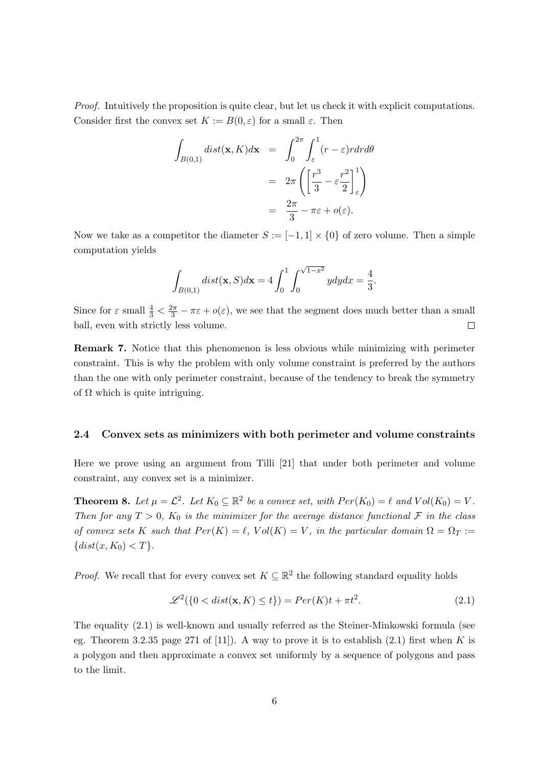*Proof.* Intuitively the proposition is quite clear, but let us check it with explicit computations. Consider first the convex set $K := B(0, \varepsilon)$ for a small $\varepsilon$. Then

$$
\begin{aligned}
\int_{B(0,1)} dist(\mathbf{x}, K) d\mathbf{x} &= \int_0^{2\pi} \int_\varepsilon^1 (r - \varepsilon) r dr d\theta \\
&= 2\pi \left( \left[ \frac{r^3}{3} - \varepsilon \frac{r^2}{2} \right]_\varepsilon^1 \right) \\
&= \frac{2\pi}{3} - \pi\varepsilon + o(\varepsilon).
\end{aligned}
$$

Now we take as a competitor the diameter $S := [-1, 1] \times \{0\}$ of zero volume. Then a simple computation yields

$$
\int_{B(0,1)} dist(\mathbf{x}, S) d\mathbf{x} = 4 \int_0^1 \int_0^{\sqrt{1-x^2}} y dy dx = \frac{4}{3}.
$$

Since for $\varepsilon$ small $\frac{4}{3} < \frac{2\pi}{3} - \pi\varepsilon + o(\varepsilon)$, we see that the segment does much better than a small ball, even with strictly less volume. $\square$

**Remark 7.** Notice that this phenomenon is less obvious while minimizing with perimeter constraint. This is why the problem with only volume constraint is preferred by the authors than the one with only perimeter constraint, because of the tendency to break the symmetry of $\Omega$ which is quite intriguing.

### 2.4 Convex sets as minimizers with both perimeter and volume constraints

Here we prove using an argument from Tilli [21] that under both perimeter and volume constraint, any convex set is a minimizer.

**Theorem 8.** *Let $\mu = \mathcal{L}^2$. Let $K_0 \subseteq \mathbb{R}^2$ be a convex set, with $Per(K_0) = \ell$ and $Vol(K_0) = V$. Then for any $T > 0$, $K_0$ is the minimizer for the average distance functional $\mathcal{F}$ in the class of convex sets $K$ such that $Per(K) = \ell$, $Vol(K) = V$, in the particular domain $\Omega = \Omega_T := \{dist(x, K_0) < T\}$.*

*Proof.* We recall that for every convex set $K \subseteq \mathbb{R}^2$ the following standard equality holds

$$
\mathscr{L}^2(\{0 < dist(\mathbf{x}, K) \leq t\}) = Per(K)t + \pi t^2. \tag{2.1}
$$

The equality (2.1) is well-known and usually referred as the Steiner-Minkowski formula (see eg. Theorem 3.2.35 page 271 of [11]). A way to prove it is to establish (2.1) first when $K$ is a polygon and then approximate a convex set uniformly by a sequence of polygons and pass to the limit.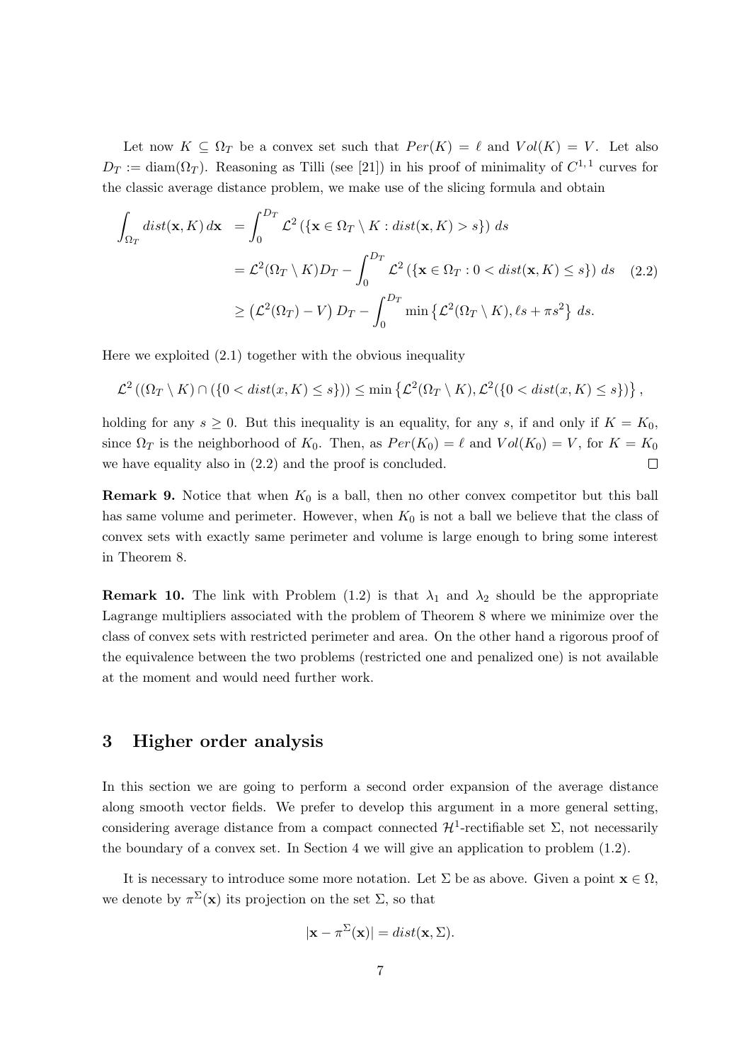Let now $K \subseteq \Omega_T$ be a convex set such that $Per(K) = \ell$ and $Vol(K) = V$. Let also $D_T := \text{diam}(\Omega_T)$. Reasoning as Tilli (see [21]) in his proof of minimality of $C^{1,1}$ curves for the classic average distance problem, we make use of the slicing formula and obtain

$$\begin{aligned}
\int_{\Omega_T} dist(\mathbf{x}, K)\, d\mathbf{x} &= \int_0^{D_T} \mathcal{L}^2\left(\{\mathbf{x} \in \Omega_T \setminus K : dist(\mathbf{x}, K) > s\}\right) ds \\
&= \mathcal{L}^2(\Omega_T \setminus K) D_T - \int_0^{D_T} \mathcal{L}^2\left(\{\mathbf{x} \in \Omega_T : 0 < dist(\mathbf{x}, K) \leq s\}\right) ds \\
&\geq \left(\mathcal{L}^2(\Omega_T) - V\right) D_T - \int_0^{D_T} \min\left\{\mathcal{L}^2(\Omega_T \setminus K), \ell s + \pi s^2\right\} ds.
\end{aligned} \tag{2.2}$$

Here we exploited (2.1) together with the obvious inequality

$$\mathcal{L}^2\left((\Omega_T \setminus K) \cap (\{0 < dist(x, K) \leq s\})\right) \leq \min\left\{\mathcal{L}^2(\Omega_T \setminus K), \mathcal{L}^2(\{0 < dist(x, K) \leq s\})\right\},$$

holding for any $s \geq 0$. But this inequality is an equality, for any $s$, if and only if $K = K_0$, since $\Omega_T$ is the neighborhood of $K_0$. Then, as $Per(K_0) = \ell$ and $Vol(K_0) = V$, for $K = K_0$ we have equality also in (2.2) and the proof is concluded. $\square$

**Remark 9.** Notice that when $K_0$ is a ball, then no other convex competitor but this ball has same volume and perimeter. However, when $K_0$ is not a ball we believe that the class of convex sets with exactly same perimeter and volume is large enough to bring some interest in Theorem 8.

**Remark 10.** The link with Problem (1.2) is that $\lambda_1$ and $\lambda_2$ should be the appropriate Lagrange multipliers associated with the problem of Theorem 8 where we minimize over the class of convex sets with restricted perimeter and area. On the other hand a rigorous proof of the equivalence between the two problems (restricted one and penalized one) is not available at the moment and would need further work.

## 3 Higher order analysis

In this section we are going to perform a second order expansion of the average distance along smooth vector fields. We prefer to develop this argument in a more general setting, considering average distance from a compact connected $\mathcal{H}^1$-rectifiable set $\Sigma$, not necessarily the boundary of a convex set. In Section 4 we will give an application to problem (1.2).

It is necessary to introduce some more notation. Let $\Sigma$ be as above. Given a point $\mathbf{x} \in \Omega$, we denote by $\pi^\Sigma(\mathbf{x})$ its projection on the set $\Sigma$, so that

$$|\mathbf{x} - \pi^\Sigma(\mathbf{x})| = dist(\mathbf{x}, \Sigma).$$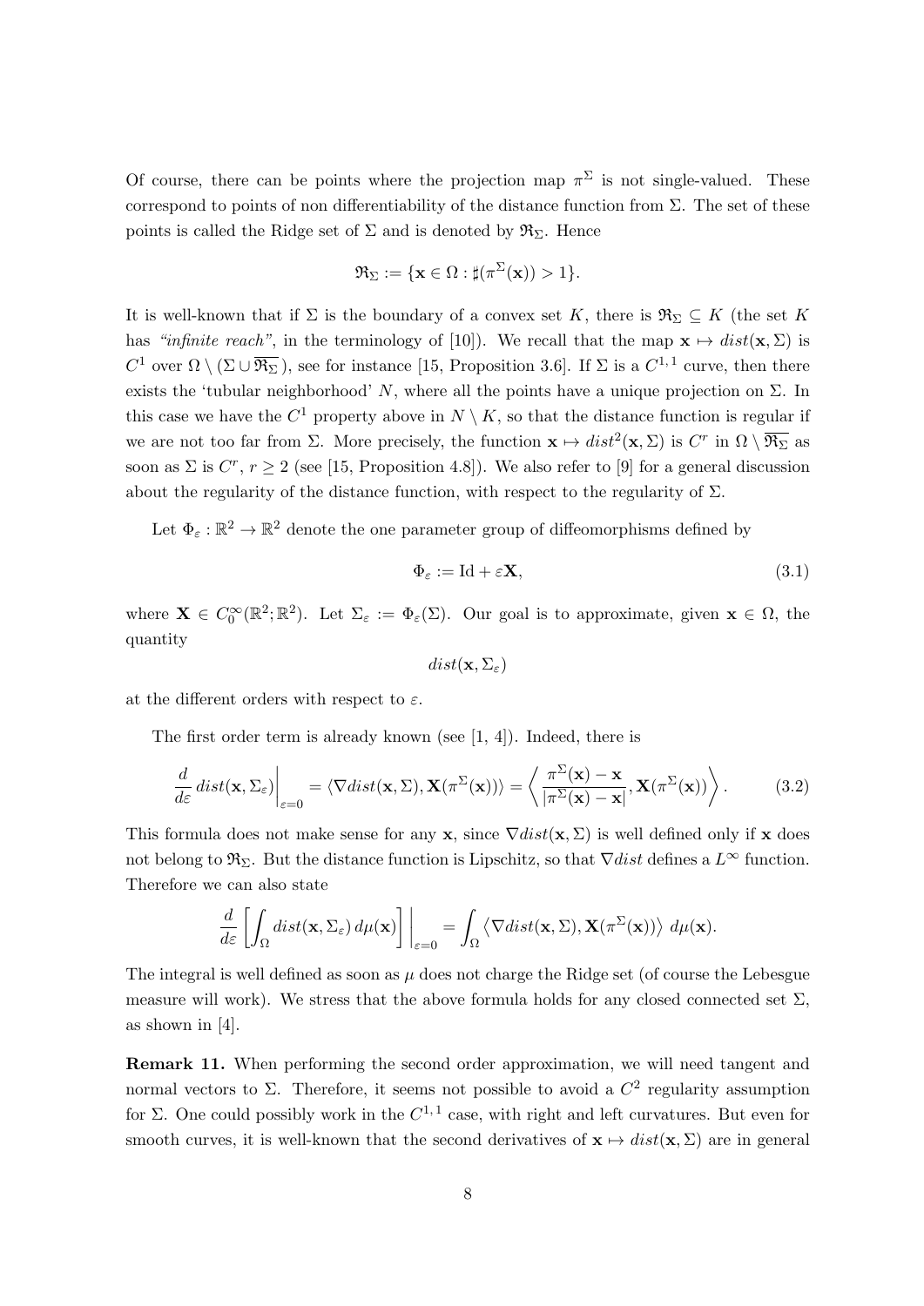Of course, there can be points where the projection map $\pi^\Sigma$ is not single-valued. These correspond to points of non differentiability of the distance function from $\Sigma$. The set of these points is called the Ridge set of $\Sigma$ and is denoted by $\mathfrak{R}_\Sigma$. Hence

$$\mathfrak{R}_\Sigma := \{\mathbf{x} \in \Omega : \sharp(\pi^\Sigma(\mathbf{x})) > 1\}.$$

It is well-known that if $\Sigma$ is the boundary of a convex set $K$, there is $\mathfrak{R}_\Sigma \subseteq K$ (the set $K$ has *"infinite reach"*, in the terminology of [10]). We recall that the map $\mathbf{x} \mapsto dist(\mathbf{x}, \Sigma)$ is $C^1$ over $\Omega \setminus (\Sigma \cup \overline{\mathfrak{R}_\Sigma})$, see for instance [15, Proposition 3.6]. If $\Sigma$ is a $C^{1,1}$ curve, then there exists the 'tubular neighborhood' $N$, where all the points have a unique projection on $\Sigma$. In this case we have the $C^1$ property above in $N \setminus K$, so that the distance function is regular if we are not too far from $\Sigma$. More precisely, the function $\mathbf{x} \mapsto dist^2(\mathbf{x}, \Sigma)$ is $C^r$ in $\Omega \setminus \overline{\mathfrak{R}_\Sigma}$ as soon as $\Sigma$ is $C^r$, $r \geq 2$ (see [15, Proposition 4.8]). We also refer to [9] for a general discussion about the regularity of the distance function, with respect to the regularity of $\Sigma$.

Let $\Phi_\varepsilon : \mathbb{R}^2 \to \mathbb{R}^2$ denote the one parameter group of diffeomorphisms defined by

$$\Phi_\varepsilon := \mathrm{Id} + \varepsilon \mathbf{X}, \tag{3.1}$$

where $\mathbf{X} \in C_0^\infty(\mathbb{R}^2; \mathbb{R}^2)$. Let $\Sigma_\varepsilon := \Phi_\varepsilon(\Sigma)$. Our goal is to approximate, given $\mathbf{x} \in \Omega$, the quantity

$$dist(\mathbf{x}, \Sigma_\varepsilon)$$

at the different orders with respect to $\varepsilon$.

The first order term is already known (see [1, 4]). Indeed, there is

$$\frac{d}{d\varepsilon} dist(\mathbf{x}, \Sigma_\varepsilon)\bigg|_{\varepsilon=0} = \langle \nabla dist(\mathbf{x}, \Sigma), \mathbf{X}(\pi^\Sigma(\mathbf{x})) \rangle = \left\langle \frac{\pi^\Sigma(\mathbf{x}) - \mathbf{x}}{|\pi^\Sigma(\mathbf{x}) - \mathbf{x}|}, \mathbf{X}(\pi^\Sigma(\mathbf{x})) \right\rangle. \tag{3.2}$$

This formula does not make sense for any $\mathbf{x}$, since $\nabla dist(\mathbf{x}, \Sigma)$ is well defined only if $\mathbf{x}$ does not belong to $\mathfrak{R}_\Sigma$. But the distance function is Lipschitz, so that $\nabla dist$ defines a $L^\infty$ function. Therefore we can also state

$$\frac{d}{d\varepsilon} \left[ \int_\Omega dist(\mathbf{x}, \Sigma_\varepsilon) \, d\mu(\mathbf{x}) \right] \bigg|_{\varepsilon=0} = \int_\Omega \left\langle \nabla dist(\mathbf{x}, \Sigma), \mathbf{X}(\pi^\Sigma(\mathbf{x})) \right\rangle \, d\mu(\mathbf{x}).$$

The integral is well defined as soon as $\mu$ does not charge the Ridge set (of course the Lebesgue measure will work). We stress that the above formula holds for any closed connected set $\Sigma$, as shown in [4].

**Remark 11.** When performing the second order approximation, we will need tangent and normal vectors to $\Sigma$. Therefore, it seems not possible to avoid a $C^2$ regularity assumption for $\Sigma$. One could possibly work in the $C^{1,1}$ case, with right and left curvatures. But even for smooth curves, it is well-known that the second derivatives of $\mathbf{x} \mapsto dist(\mathbf{x}, \Sigma)$ are in general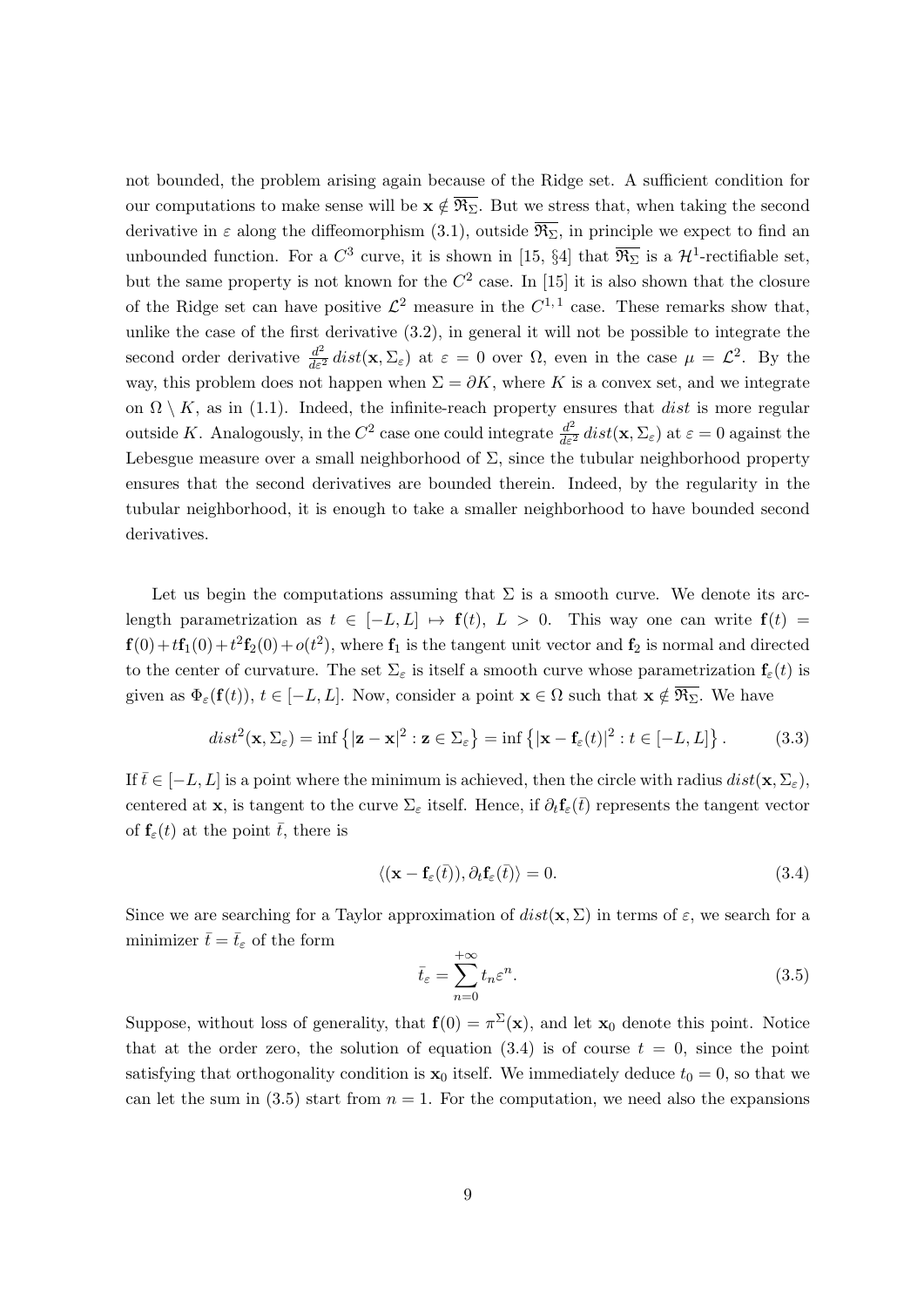not bounded, the problem arising again because of the Ridge set. A sufficient condition for our computations to make sense will be $\mathbf{x} \notin \overline{\mathfrak{R}_\Sigma}$. But we stress that, when taking the second derivative in $\varepsilon$ along the diffeomorphism (3.1), outside $\overline{\mathfrak{R}_\Sigma}$, in principle we expect to find an unbounded function. For a $C^3$ curve, it is shown in [15, §4] that $\overline{\mathfrak{R}_\Sigma}$ is a $\mathcal{H}^1$-rectifiable set, but the same property is not known for the $C^2$ case. In [15] it is also shown that the closure of the Ridge set can have positive $\mathcal{L}^2$ measure in the $C^{1,1}$ case. These remarks show that, unlike the case of the first derivative (3.2), in general it will not be possible to integrate the second order derivative $\frac{d^2}{d\varepsilon^2}\, dist(\mathbf{x}, \Sigma_\varepsilon)$ at $\varepsilon = 0$ over $\Omega$, even in the case $\mu = \mathcal{L}^2$. By the way, this problem does not happen when $\Sigma = \partial K$, where $K$ is a convex set, and we integrate on $\Omega \setminus K$, as in (1.1). Indeed, the infinite-reach property ensures that $dist$ is more regular outside $K$. Analogously, in the $C^2$ case one could integrate $\frac{d^2}{d\varepsilon^2}\, dist(\mathbf{x}, \Sigma_\varepsilon)$ at $\varepsilon = 0$ against the Lebesgue measure over a small neighborhood of $\Sigma$, since the tubular neighborhood property ensures that the second derivatives are bounded therein. Indeed, by the regularity in the tubular neighborhood, it is enough to take a smaller neighborhood to have bounded second derivatives.

Let us begin the computations assuming that $\Sigma$ is a smooth curve. We denote its arc-length parametrization as $t \in [-L, L] \mapsto \mathbf{f}(t)$, $L > 0$. This way one can write $\mathbf{f}(t) = \mathbf{f}(0) + t\mathbf{f}_1(0) + t^2\mathbf{f}_2(0) + o(t^2)$, where $\mathbf{f}_1$ is the tangent unit vector and $\mathbf{f}_2$ is normal and directed to the center of curvature. The set $\Sigma_\varepsilon$ is itself a smooth curve whose parametrization $\mathbf{f}_\varepsilon(t)$ is given as $\Phi_\varepsilon(\mathbf{f}(t))$, $t \in [-L, L]$. Now, consider a point $\mathbf{x} \in \Omega$ such that $\mathbf{x} \notin \overline{\mathfrak{R}_\Sigma}$. We have

$$dist^2(\mathbf{x}, \Sigma_\varepsilon) = \inf\left\{|\mathbf{z} - \mathbf{x}|^2 : \mathbf{z} \in \Sigma_\varepsilon\right\} = \inf\left\{|\mathbf{x} - \mathbf{f}_\varepsilon(t)|^2 : t \in [-L, L]\right\}. \tag{3.3}$$

If $\bar{t} \in [-L, L]$ is a point where the minimum is achieved, then the circle with radius $dist(\mathbf{x}, \Sigma_\varepsilon)$, centered at $\mathbf{x}$, is tangent to the curve $\Sigma_\varepsilon$ itself. Hence, if $\partial_t \mathbf{f}_\varepsilon(\bar{t})$ represents the tangent vector of $\mathbf{f}_\varepsilon(t)$ at the point $\bar{t}$, there is

$$\langle (\mathbf{x} - \mathbf{f}_\varepsilon(\bar{t})), \partial_t \mathbf{f}_\varepsilon(\bar{t}) \rangle = 0. \tag{3.4}$$

Since we are searching for a Taylor approximation of $dist(\mathbf{x}, \Sigma)$ in terms of $\varepsilon$, we search for a minimizer $\bar{t} = \bar{t}_\varepsilon$ of the form

$$\bar{t}_\varepsilon = \sum_{n=0}^{+\infty} t_n \varepsilon^n. \tag{3.5}$$

Suppose, without loss of generality, that $\mathbf{f}(0) = \pi^\Sigma(\mathbf{x})$, and let $\mathbf{x}_0$ denote this point. Notice that at the order zero, the solution of equation (3.4) is of course $t = 0$, since the point satisfying that orthogonality condition is $\mathbf{x}_0$ itself. We immediately deduce $t_0 = 0$, so that we can let the sum in (3.5) start from $n = 1$. For the computation, we need also the expansions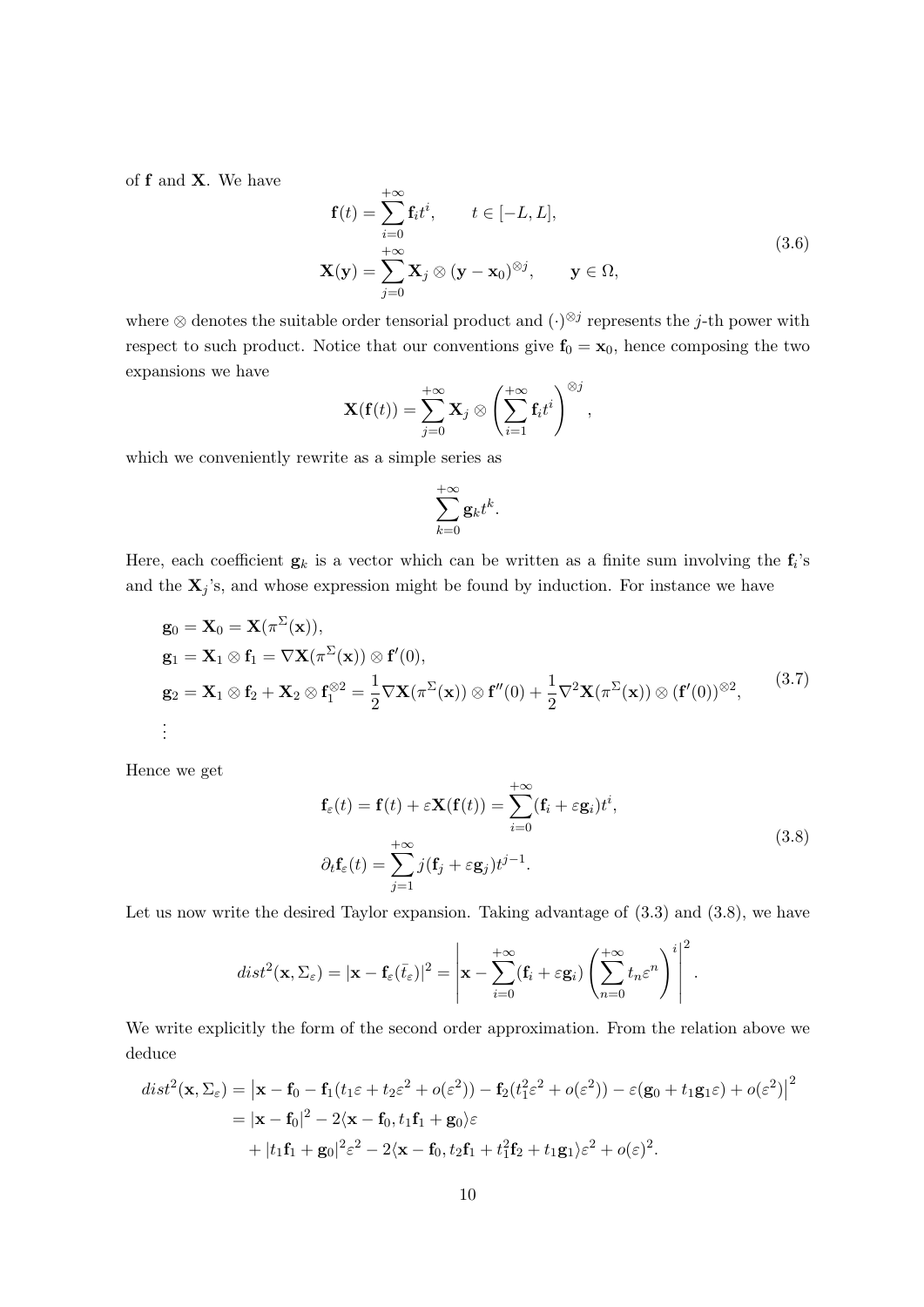of $\mathbf{f}$ and $\mathbf{X}$. We have

$$
\begin{aligned}
\mathbf{f}(t) &= \sum_{i=0}^{+\infty} \mathbf{f}_i t^i, \qquad t \in [-L, L], \\
\mathbf{X}(\mathbf{y}) &= \sum_{j=0}^{+\infty} \mathbf{X}_j \otimes (\mathbf{y} - \mathbf{x}_0)^{\otimes j}, \qquad \mathbf{y} \in \Omega,
\end{aligned}
\tag{3.6}
$$

where $\otimes$ denotes the suitable order tensorial product and $(\cdot)^{\otimes j}$ represents the $j$-th power with respect to such product. Notice that our conventions give $\mathbf{f}_0 = \mathbf{x}_0$, hence composing the two expansions we have

$$
\mathbf{X}(\mathbf{f}(t)) = \sum_{j=0}^{+\infty} \mathbf{X}_j \otimes \left( \sum_{i=1}^{+\infty} \mathbf{f}_i t^i \right)^{\otimes j},
$$

which we conveniently rewrite as a simple series as

$$
\sum_{k=0}^{+\infty} \mathbf{g}_k t^k.
$$

Here, each coefficient $\mathbf{g}_k$ is a vector which can be written as a finite sum involving the $\mathbf{f}_i$'s and the $\mathbf{X}_j$'s, and whose expression might be found by induction. For instance we have

$$
\begin{aligned}
&\mathbf{g}_0 = \mathbf{X}_0 = \mathbf{X}(\pi^\Sigma(\mathbf{x})), \\
&\mathbf{g}_1 = \mathbf{X}_1 \otimes \mathbf{f}_1 = \nabla \mathbf{X}(\pi^\Sigma(\mathbf{x})) \otimes \mathbf{f}'(0), \\
&\mathbf{g}_2 = \mathbf{X}_1 \otimes \mathbf{f}_2 + \mathbf{X}_2 \otimes \mathbf{f}_1^{\otimes 2} = \frac{1}{2} \nabla \mathbf{X}(\pi^\Sigma(\mathbf{x})) \otimes \mathbf{f}''(0) + \frac{1}{2} \nabla^2 \mathbf{X}(\pi^\Sigma(\mathbf{x})) \otimes (\mathbf{f}'(0))^{\otimes 2}, \\
&\vdots
\end{aligned}
\tag{3.7}
$$

Hence we get

$$
\begin{aligned}
\mathbf{f}_\varepsilon(t) &= \mathbf{f}(t) + \varepsilon \mathbf{X}(\mathbf{f}(t)) = \sum_{i=0}^{+\infty} (\mathbf{f}_i + \varepsilon \mathbf{g}_i) t^i, \\
\partial_t \mathbf{f}_\varepsilon(t) &= \sum_{j=1}^{+\infty} j (\mathbf{f}_j + \varepsilon \mathbf{g}_j) t^{j-1}.
\end{aligned}
\tag{3.8}
$$

Let us now write the desired Taylor expansion. Taking advantage of (3.3) and (3.8), we have

$$
dist^2(\mathbf{x}, \Sigma_\varepsilon) = |\mathbf{x} - \mathbf{f}_\varepsilon(\bar{t}_\varepsilon)|^2 = \left| \mathbf{x} - \sum_{i=0}^{+\infty} (\mathbf{f}_i + \varepsilon \mathbf{g}_i) \left( \sum_{n=0}^{+\infty} t_n \varepsilon^n \right)^i \right|^2.
$$

We write explicitly the form of the second order approximation. From the relation above we deduce

$$
\begin{aligned}
dist^2(\mathbf{x}, \Sigma_\varepsilon) &= \left| \mathbf{x} - \mathbf{f}_0 - \mathbf{f}_1 (t_1 \varepsilon + t_2 \varepsilon^2 + o(\varepsilon^2)) - \mathbf{f}_2 (t_1^2 \varepsilon^2 + o(\varepsilon^2)) - \varepsilon (\mathbf{g}_0 + t_1 \mathbf{g}_1 \varepsilon) + o(\varepsilon^2) \right|^2 \\
&= |\mathbf{x} - \mathbf{f}_0|^2 - 2 \langle \mathbf{x} - \mathbf{f}_0, t_1 \mathbf{f}_1 + \mathbf{g}_0 \rangle \varepsilon \\
&\quad + |t_1 \mathbf{f}_1 + \mathbf{g}_0|^2 \varepsilon^2 - 2 \langle \mathbf{x} - \mathbf{f}_0, t_2 \mathbf{f}_1 + t_1^2 \mathbf{f}_2 + t_1 \mathbf{g}_1 \rangle \varepsilon^2 + o(\varepsilon)^2.
\end{aligned}
$$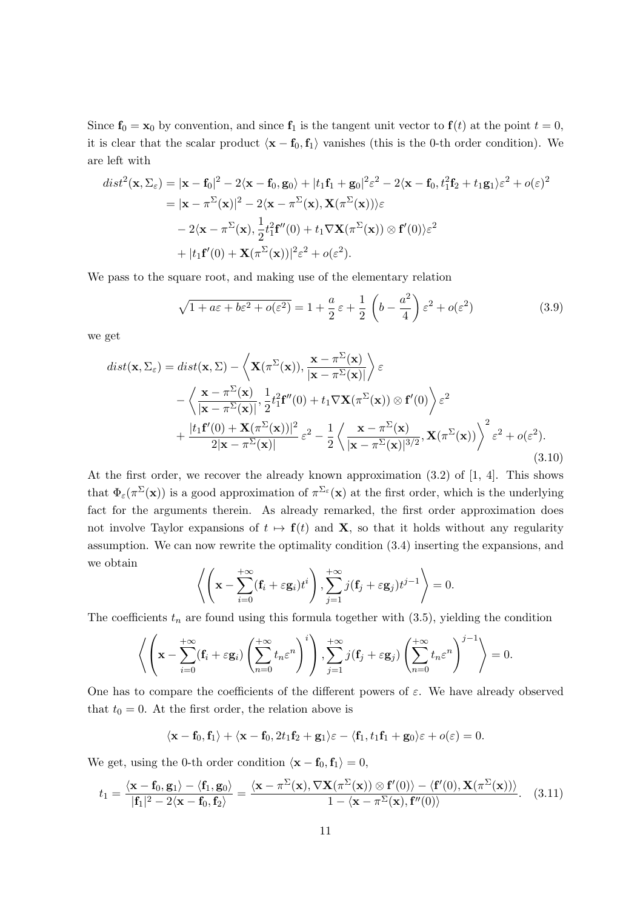Since $\mathbf{f}_0 = \mathbf{x}_0$ by convention, and since $\mathbf{f}_1$ is the tangent unit vector to $\mathbf{f}(t)$ at the point $t = 0$, it is clear that the scalar product $\langle \mathbf{x} - \mathbf{f}_0, \mathbf{f}_1 \rangle$ vanishes (this is the 0-th order condition). We are left with

$$
\begin{aligned}
dist^2(\mathbf{x}, \Sigma_\varepsilon) &= |\mathbf{x} - \mathbf{f}_0|^2 - 2\langle \mathbf{x} - \mathbf{f}_0, \mathbf{g}_0 \rangle + |t_1 \mathbf{f}_1 + \mathbf{g}_0|^2 \varepsilon^2 - 2\langle \mathbf{x} - \mathbf{f}_0, t_1^2 \mathbf{f}_2 + t_1 \mathbf{g}_1 \rangle \varepsilon^2 + o(\varepsilon)^2 \\
&= |\mathbf{x} - \pi^\Sigma(\mathbf{x})|^2 - 2\langle \mathbf{x} - \pi^\Sigma(\mathbf{x}), \mathbf{X}(\pi^\Sigma(\mathbf{x})) \rangle \varepsilon \\
&\quad - 2\langle \mathbf{x} - \pi^\Sigma(\mathbf{x}), \frac{1}{2} t_1^2 \mathbf{f}''(0) + t_1 \nabla \mathbf{X}(\pi^\Sigma(\mathbf{x})) \otimes \mathbf{f}'(0) \rangle \varepsilon^2 \\
&\quad + |t_1 \mathbf{f}'(0) + \mathbf{X}(\pi^\Sigma(\mathbf{x}))|^2 \varepsilon^2 + o(\varepsilon^2).
\end{aligned}
$$

We pass to the square root, and making use of the elementary relation

$$
\sqrt{1 + a\varepsilon + b\varepsilon^2 + o(\varepsilon^2)} = 1 + \frac{a}{2}\,\varepsilon + \frac{1}{2}\left(b - \frac{a^2}{4}\right)\varepsilon^2 + o(\varepsilon^2) \tag{3.9}
$$

we get

$$
\begin{aligned}
dist(\mathbf{x}, \Sigma_\varepsilon) &= dist(\mathbf{x}, \Sigma) - \left\langle \mathbf{X}(\pi^\Sigma(\mathbf{x})), \frac{\mathbf{x} - \pi^\Sigma(\mathbf{x})}{|\mathbf{x} - \pi^\Sigma(\mathbf{x})|} \right\rangle \varepsilon \\
&\quad - \left\langle \frac{\mathbf{x} - \pi^\Sigma(\mathbf{x})}{|\mathbf{x} - \pi^\Sigma(\mathbf{x})|}, \frac{1}{2} t_1^2 \mathbf{f}''(0) + t_1 \nabla \mathbf{X}(\pi^\Sigma(\mathbf{x})) \otimes \mathbf{f}'(0) \right\rangle \varepsilon^2 \\
&\quad + \frac{|t_1 \mathbf{f}'(0) + \mathbf{X}(\pi^\Sigma(\mathbf{x}))|^2}{2|\mathbf{x} - \pi^\Sigma(\mathbf{x})|}\,\varepsilon^2 - \frac{1}{2}\left\langle \frac{\mathbf{x} - \pi^\Sigma(\mathbf{x})}{|\mathbf{x} - \pi^\Sigma(\mathbf{x})|^{3/2}}, \mathbf{X}(\pi^\Sigma(\mathbf{x})) \right\rangle^2 \varepsilon^2 + o(\varepsilon^2).
\end{aligned} \tag{3.10}
$$

At the first order, we recover the already known approximation (3.2) of [1, 4]. This shows that $\Phi_\varepsilon(\pi^\Sigma(\mathbf{x}))$ is a good approximation of $\pi^{\Sigma_\varepsilon}(\mathbf{x})$ at the first order, which is the underlying fact for the arguments therein. As already remarked, the first order approximation does not involve Taylor expansions of $t \mapsto \mathbf{f}(t)$ and $\mathbf{X}$, so that it holds without any regularity assumption. We can now rewrite the optimality condition (3.4) inserting the expansions, and we obtain

$$
\left\langle \left( \mathbf{x} - \sum_{i=0}^{+\infty} (\mathbf{f}_i + \varepsilon \mathbf{g}_i) t^i \right), \sum_{j=1}^{+\infty} j(\mathbf{f}_j + \varepsilon \mathbf{g}_j) t^{j-1} \right\rangle = 0.
$$

The coefficients $t_n$ are found using this formula together with (3.5), yielding the condition

$$
\left\langle \left( \mathbf{x} - \sum_{i=0}^{+\infty} (\mathbf{f}_i + \varepsilon \mathbf{g}_i) \left( \sum_{n=0}^{+\infty} t_n \varepsilon^n \right)^i \right), \sum_{j=1}^{+\infty} j(\mathbf{f}_j + \varepsilon \mathbf{g}_j) \left( \sum_{n=0}^{+\infty} t_n \varepsilon^n \right)^{j-1} \right\rangle = 0.
$$

One has to compare the coefficients of the different powers of $\varepsilon$. We have already observed that $t_0 = 0$. At the first order, the relation above is

$$
\langle \mathbf{x} - \mathbf{f}_0, \mathbf{f}_1 \rangle + \langle \mathbf{x} - \mathbf{f}_0, 2t_1 \mathbf{f}_2 + \mathbf{g}_1 \rangle \varepsilon - \langle \mathbf{f}_1, t_1 \mathbf{f}_1 + \mathbf{g}_0 \rangle \varepsilon + o(\varepsilon) = 0.
$$

We get, using the 0-th order condition $\langle \mathbf{x} - \mathbf{f}_0, \mathbf{f}_1 \rangle = 0$,

$$
t_1 = \frac{\langle \mathbf{x} - \mathbf{f}_0, \mathbf{g}_1 \rangle - \langle \mathbf{f}_1, \mathbf{g}_0 \rangle}{|\mathbf{f}_1|^2 - 2\langle \mathbf{x} - \mathbf{f}_0, \mathbf{f}_2 \rangle} = \frac{\langle \mathbf{x} - \pi^\Sigma(\mathbf{x}), \nabla \mathbf{X}(\pi^\Sigma(\mathbf{x})) \otimes \mathbf{f}'(0) \rangle - \langle \mathbf{f}'(0), \mathbf{X}(\pi^\Sigma(\mathbf{x})) \rangle}{1 - \langle \mathbf{x} - \pi^\Sigma(\mathbf{x}), \mathbf{f}''(0) \rangle}. \tag{3.11}
$$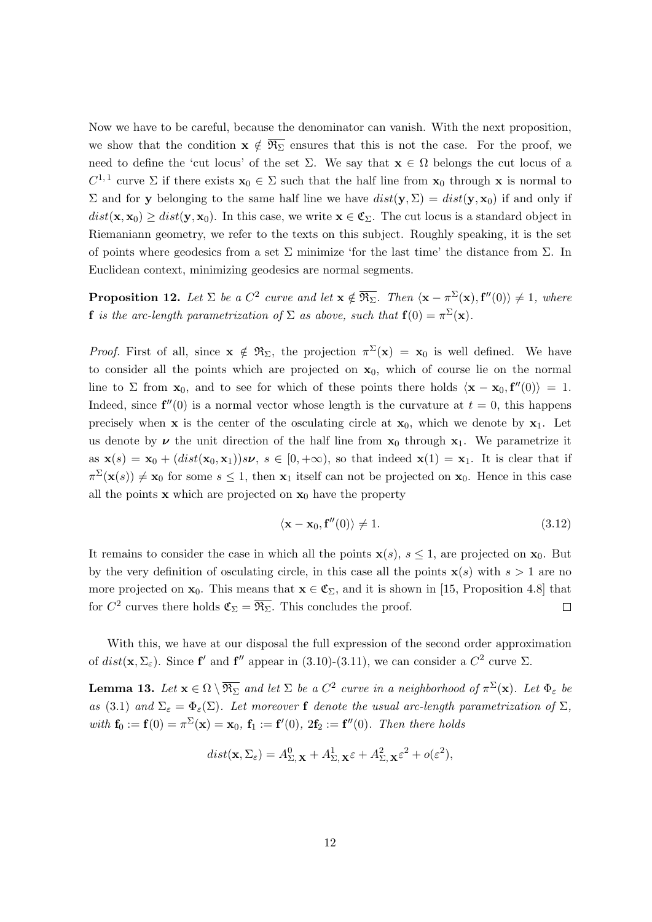Now we have to be careful, because the denominator can vanish. With the next proposition, we show that the condition $\mathbf{x} \notin \overline{\mathfrak{R}_\Sigma}$ ensures that this is not the case. For the proof, we need to define the 'cut locus' of the set $\Sigma$. We say that $\mathbf{x} \in \Omega$ belongs the cut locus of a $C^{1,1}$ curve $\Sigma$ if there exists $\mathbf{x}_0 \in \Sigma$ such that the half line from $\mathbf{x}_0$ through $\mathbf{x}$ is normal to $\Sigma$ and for $\mathbf{y}$ belonging to the same half line we have $dist(\mathbf{y}, \Sigma) = dist(\mathbf{y}, \mathbf{x}_0)$ if and only if $dist(\mathbf{x}, \mathbf{x}_0) \geq dist(\mathbf{y}, \mathbf{x}_0)$. In this case, we write $\mathbf{x} \in \mathfrak{C}_\Sigma$. The cut locus is a standard object in Riemaniann geometry, we refer to the texts on this subject. Roughly speaking, it is the set of points where geodesics from a set $\Sigma$ minimize 'for the last time' the distance from $\Sigma$. In Euclidean context, minimizing geodesics are normal segments.

**Proposition 12.** *Let $\Sigma$ be a $C^2$ curve and let $\mathbf{x} \notin \overline{\mathfrak{R}_\Sigma}$. Then $\langle \mathbf{x} - \pi^\Sigma(\mathbf{x}), \mathbf{f}''(0)\rangle \neq 1$, where $\mathbf{f}$ is the arc-length parametrization of $\Sigma$ as above, such that $\mathbf{f}(0) = \pi^\Sigma(\mathbf{x})$.*

*Proof.* First of all, since $\mathbf{x} \notin \mathfrak{R}_\Sigma$, the projection $\pi^\Sigma(\mathbf{x}) = \mathbf{x}_0$ is well defined. We have to consider all the points which are projected on $\mathbf{x}_0$, which of course lie on the normal line to $\Sigma$ from $\mathbf{x}_0$, and to see for which of these points there holds $\langle \mathbf{x} - \mathbf{x}_0, \mathbf{f}''(0)\rangle = 1$. Indeed, since $\mathbf{f}''(0)$ is a normal vector whose length is the curvature at $t = 0$, this happens precisely when $\mathbf{x}$ is the center of the osculating circle at $\mathbf{x}_0$, which we denote by $\mathbf{x}_1$. Let us denote by $\boldsymbol{\nu}$ the unit direction of the half line from $\mathbf{x}_0$ through $\mathbf{x}_1$. We parametrize it as $\mathbf{x}(s) = \mathbf{x}_0 + (dist(\mathbf{x}_0, \mathbf{x}_1))s\boldsymbol{\nu}$, $s \in [0, +\infty)$, so that indeed $\mathbf{x}(1) = \mathbf{x}_1$. It is clear that if $\pi^\Sigma(\mathbf{x}(s)) \neq \mathbf{x}_0$ for some $s \leq 1$, then $\mathbf{x}_1$ itself can not be projected on $\mathbf{x}_0$. Hence in this case all the points $\mathbf{x}$ which are projected on $\mathbf{x}_0$ have the property

$$\langle \mathbf{x} - \mathbf{x}_0, \mathbf{f}''(0)\rangle \neq 1. \tag{3.12}$$

It remains to consider the case in which all the points $\mathbf{x}(s)$, $s \leq 1$, are projected on $\mathbf{x}_0$. But by the very definition of osculating circle, in this case all the points $\mathbf{x}(s)$ with $s > 1$ are no more projected on $\mathbf{x}_0$. This means that $\mathbf{x} \in \mathfrak{C}_\Sigma$, and it is shown in [15, Proposition 4.8] that for $C^2$ curves there holds $\mathfrak{C}_\Sigma = \overline{\mathfrak{R}_\Sigma}$. This concludes the proof. $\square$

With this, we have at our disposal the full expression of the second order approximation of $dist(\mathbf{x}, \Sigma_\varepsilon)$. Since $\mathbf{f}'$ and $\mathbf{f}''$ appear in (3.10)-(3.11), we can consider a $C^2$ curve $\Sigma$.

**Lemma 13.** *Let $\mathbf{x} \in \Omega \setminus \overline{\mathfrak{R}_\Sigma}$ and let $\Sigma$ be a $C^2$ curve in a neighborhood of $\pi^\Sigma(\mathbf{x})$. Let $\Phi_\varepsilon$ be as (3.1) and $\Sigma_\varepsilon = \Phi_\varepsilon(\Sigma)$. Let moreover $\mathbf{f}$ denote the usual arc-length parametrization of $\Sigma$, with $\mathbf{f}_0 := \mathbf{f}(0) = \pi^\Sigma(\mathbf{x}) = \mathbf{x}_0$, $\mathbf{f}_1 := \mathbf{f}'(0)$, $2\mathbf{f}_2 := \mathbf{f}''(0)$. Then there holds*

$$dist(\mathbf{x}, \Sigma_\varepsilon) = A^0_{\Sigma, \mathbf{x}} + A^1_{\Sigma, \mathbf{x}}\varepsilon + A^2_{\Sigma, \mathbf{x}}\varepsilon^2 + o(\varepsilon^2),$$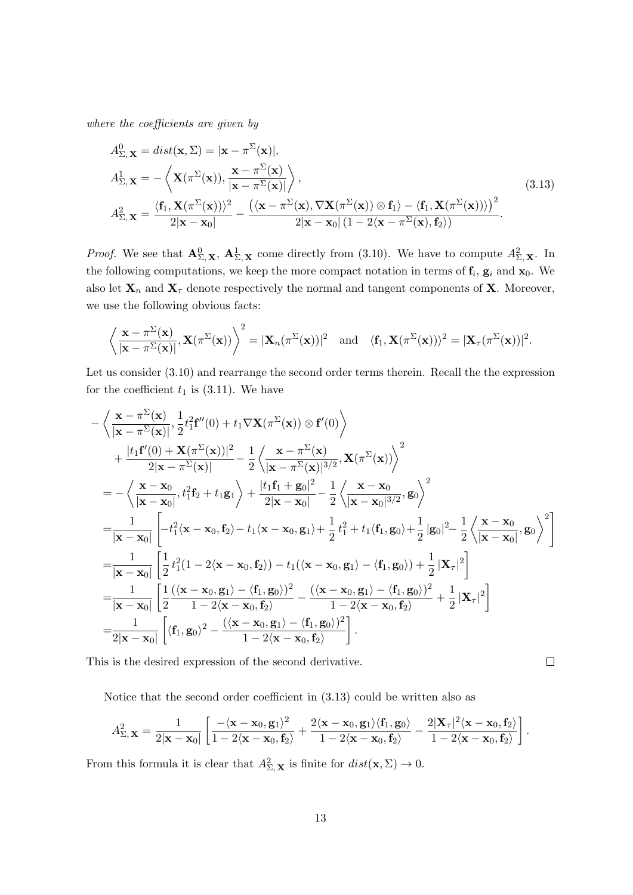*where the coefficients are given by*

$$
\begin{aligned}
&A^0_{\Sigma,\mathbf{X}} = dist(\mathbf{x},\Sigma) = |\mathbf{x}-\pi^\Sigma(\mathbf{x})|,\\
&A^1_{\Sigma,\mathbf{X}} = -\left\langle \mathbf{X}(\pi^\Sigma(\mathbf{x})), \frac{\mathbf{x}-\pi^\Sigma(\mathbf{x})}{|\mathbf{x}-\pi^\Sigma(\mathbf{x})|}\right\rangle,\\
&A^2_{\Sigma,\mathbf{X}} = \frac{\langle \mathbf{f}_1, \mathbf{X}(\pi^\Sigma(\mathbf{x}))\rangle^2}{2|\mathbf{x}-\mathbf{x}_0|} - \frac{\big(\langle \mathbf{x}-\pi^\Sigma(\mathbf{x}), \nabla\mathbf{X}(\pi^\Sigma(\mathbf{x}))\otimes \mathbf{f}_1\rangle - \langle \mathbf{f}_1, \mathbf{X}(\pi^\Sigma(\mathbf{x}))\rangle\big)^2}{2|\mathbf{x}-\mathbf{x}_0|\,(1-2\langle \mathbf{x}-\pi^\Sigma(\mathbf{x}), \mathbf{f}_2\rangle)}.
\end{aligned}
\tag{3.13}
$$

*Proof.* We see that $\mathbf{A}^0_{\Sigma,\mathbf{X}}$, $\mathbf{A}^1_{\Sigma,\mathbf{X}}$ come directly from (3.10). We have to compute $A^2_{\Sigma,\mathbf{X}}$. In the following computations, we keep the more compact notation in terms of $\mathbf{f}_i$, $\mathbf{g}_i$ and $\mathbf{x}_0$. We also let $\mathbf{X}_n$ and $\mathbf{X}_\tau$ denote respectively the normal and tangent components of $\mathbf{X}$. Moreover, we use the following obvious facts:

$$
\left\langle \frac{\mathbf{x}-\pi^\Sigma(\mathbf{x})}{|\mathbf{x}-\pi^\Sigma(\mathbf{x})|}, \mathbf{X}(\pi^\Sigma(\mathbf{x}))\right\rangle^2 = |\mathbf{X}_n(\pi^\Sigma(\mathbf{x}))|^2 \quad \text{and} \quad \langle \mathbf{f}_1, \mathbf{X}(\pi^\Sigma(\mathbf{x}))\rangle^2 = |\mathbf{X}_\tau(\pi^\Sigma(\mathbf{x}))|^2.
$$

Let us consider (3.10) and rearrange the second order terms therein. Recall the the expression for the coefficient $t_1$ is (3.11). We have

$$
\begin{aligned}
&-\left\langle \frac{\mathbf{x}-\pi^\Sigma(\mathbf{x})}{|\mathbf{x}-\pi^\Sigma(\mathbf{x})|}, \frac{1}{2}t_1^2\mathbf{f}''(0) + t_1\nabla\mathbf{X}(\pi^\Sigma(\mathbf{x}))\otimes\mathbf{f}'(0)\right\rangle\\
&\quad + \frac{|t_1\mathbf{f}'(0)+\mathbf{X}(\pi^\Sigma(\mathbf{x}))|^2}{2|\mathbf{x}-\pi^\Sigma(\mathbf{x})|} - \frac{1}{2}\left\langle \frac{\mathbf{x}-\pi^\Sigma(\mathbf{x})}{|\mathbf{x}-\pi^\Sigma(\mathbf{x})|^{3/2}}, \mathbf{X}(\pi^\Sigma(\mathbf{x}))\right\rangle^2\\
&= -\left\langle \frac{\mathbf{x}-\mathbf{x}_0}{|\mathbf{x}-\mathbf{x}_0|}, t_1^2\mathbf{f}_2 + t_1\mathbf{g}_1\right\rangle + \frac{|t_1\mathbf{f}_1+\mathbf{g}_0|^2}{2|\mathbf{x}-\mathbf{x}_0|} - \frac{1}{2}\left\langle \frac{\mathbf{x}-\mathbf{x}_0}{|\mathbf{x}-\mathbf{x}_0|^{3/2}}, \mathbf{g}_0\right\rangle^2\\
&= \frac{1}{|\mathbf{x}-\mathbf{x}_0|}\left[-t_1^2\langle \mathbf{x}-\mathbf{x}_0, \mathbf{f}_2\rangle - t_1\langle \mathbf{x}-\mathbf{x}_0, \mathbf{g}_1\rangle + \frac{1}{2}\,t_1^2 + t_1\langle \mathbf{f}_1, \mathbf{g}_0\rangle + \frac{1}{2}\,|\mathbf{g}_0|^2 - \frac{1}{2}\left\langle \frac{\mathbf{x}-\mathbf{x}_0}{|\mathbf{x}-\mathbf{x}_0|}, \mathbf{g}_0\right\rangle^2\right]\\
&= \frac{1}{|\mathbf{x}-\mathbf{x}_0|}\left[\frac{1}{2}\,t_1^2(1-2\langle \mathbf{x}-\mathbf{x}_0, \mathbf{f}_2\rangle) - t_1(\langle \mathbf{x}-\mathbf{x}_0, \mathbf{g}_1\rangle - \langle \mathbf{f}_1, \mathbf{g}_0\rangle) + \frac{1}{2}\,|\mathbf{X}_\tau|^2\right]\\
&= \frac{1}{|\mathbf{x}-\mathbf{x}_0|}\left[\frac{1}{2}\frac{(\langle \mathbf{x}-\mathbf{x}_0, \mathbf{g}_1\rangle - \langle \mathbf{f}_1, \mathbf{g}_0\rangle)^2}{1-2\langle \mathbf{x}-\mathbf{x}_0, \mathbf{f}_2\rangle} - \frac{(\langle \mathbf{x}-\mathbf{x}_0, \mathbf{g}_1\rangle - \langle \mathbf{f}_1, \mathbf{g}_0\rangle)^2}{1-2\langle \mathbf{x}-\mathbf{x}_0, \mathbf{f}_2\rangle} + \frac{1}{2}\,|\mathbf{X}_\tau|^2\right]\\
&= \frac{1}{2|\mathbf{x}-\mathbf{x}_0|}\left[\langle \mathbf{f}_1, \mathbf{g}_0\rangle^2 - \frac{(\langle \mathbf{x}-\mathbf{x}_0, \mathbf{g}_1\rangle - \langle \mathbf{f}_1, \mathbf{g}_0\rangle)^2}{1-2\langle \mathbf{x}-\mathbf{x}_0, \mathbf{f}_2\rangle}\right].
\end{aligned}
$$

This is the desired expression of the second derivative. $\square$

Notice that the second order coefficient in (3.13) could be written also as

$$
A^2_{\Sigma,\mathbf{X}} = \frac{1}{2|\mathbf{x}-\mathbf{x}_0|}\left[\frac{-\langle \mathbf{x}-\mathbf{x}_0, \mathbf{g}_1\rangle^2}{1-2\langle \mathbf{x}-\mathbf{x}_0, \mathbf{f}_2\rangle} + \frac{2\langle \mathbf{x}-\mathbf{x}_0, \mathbf{g}_1\rangle\langle \mathbf{f}_1, \mathbf{g}_0\rangle}{1-2\langle \mathbf{x}-\mathbf{x}_0, \mathbf{f}_2\rangle} - \frac{2|\mathbf{X}_\tau|^2\langle \mathbf{x}-\mathbf{x}_0, \mathbf{f}_2\rangle}{1-2\langle \mathbf{x}-\mathbf{x}_0, \mathbf{f}_2\rangle}\right].
$$

From this formula it is clear that $A^2_{\Sigma,\mathbf{X}}$ is finite for $dist(\mathbf{x},\Sigma)\to 0$.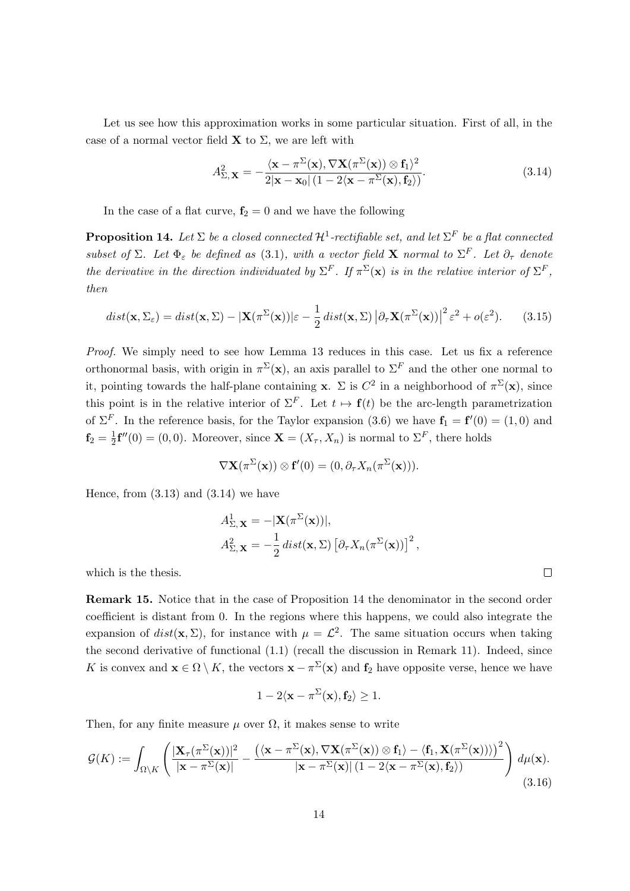Let us see how this approximation works in some particular situation. First of all, in the case of a normal vector field $\mathbf{X}$ to $\Sigma$, we are left with

$$A^2_{\Sigma,\mathbf{X}} = -\frac{\langle \mathbf{x} - \pi^\Sigma(\mathbf{x}), \nabla \mathbf{X}(\pi^\Sigma(\mathbf{x})) \otimes \mathbf{f}_1\rangle^2}{2|\mathbf{x} - \mathbf{x}_0|\,(1 - 2\langle \mathbf{x} - \pi^\Sigma(\mathbf{x}), \mathbf{f}_2\rangle)}. \tag{3.14}$$

In the case of a flat curve, $\mathbf{f}_2 = 0$ and we have the following

**Proposition 14.** *Let $\Sigma$ be a closed connected $\mathcal{H}^1$-rectifiable set, and let $\Sigma^F$ be a flat connected subset of $\Sigma$. Let $\Phi_\varepsilon$ be defined as (3.1), with a vector field $\mathbf{X}$ normal to $\Sigma^F$. Let $\partial_\tau$ denote the derivative in the direction individuated by $\Sigma^F$. If $\pi^\Sigma(\mathbf{x})$ is in the relative interior of $\Sigma^F$, then*

$$dist(\mathbf{x}, \Sigma_\varepsilon) = dist(\mathbf{x}, \Sigma) - |\mathbf{X}(\pi^\Sigma(\mathbf{x}))|\varepsilon - \frac{1}{2}\, dist(\mathbf{x}, \Sigma)\left|\partial_\tau \mathbf{X}(\pi^\Sigma(\mathbf{x}))\right|^2 \varepsilon^2 + o(\varepsilon^2). \tag{3.15}$$

*Proof.* We simply need to see how Lemma 13 reduces in this case. Let us fix a reference orthonormal basis, with origin in $\pi^\Sigma(\mathbf{x})$, an axis parallel to $\Sigma^F$ and the other one normal to it, pointing towards the half-plane containing $\mathbf{x}$. $\Sigma$ is $C^2$ in a neighborhood of $\pi^\Sigma(\mathbf{x})$, since this point is in the relative interior of $\Sigma^F$. Let $t \mapsto \mathbf{f}(t)$ be the arc-length parametrization of $\Sigma^F$. In the reference basis, for the Taylor expansion (3.6) we have $\mathbf{f}_1 = \mathbf{f}'(0) = (1, 0)$ and $\mathbf{f}_2 = \frac{1}{2}\mathbf{f}''(0) = (0, 0)$. Moreover, since $\mathbf{X} = (X_\tau, X_n)$ is normal to $\Sigma^F$, there holds

$$\nabla \mathbf{X}(\pi^\Sigma(\mathbf{x})) \otimes \mathbf{f}'(0) = (0, \partial_\tau X_n(\pi^\Sigma(\mathbf{x}))).$$

Hence, from (3.13) and (3.14) we have

$$A^1_{\Sigma,\mathbf{X}} = -|\mathbf{X}(\pi^\Sigma(\mathbf{x}))|,$$
$$A^2_{\Sigma,\mathbf{X}} = -\frac{1}{2}\, dist(\mathbf{x}, \Sigma)\left[\partial_\tau X_n(\pi^\Sigma(\mathbf{x}))\right]^2,$$

which is the thesis. $\square$

**Remark 15.** Notice that in the case of Proposition 14 the denominator in the second order coefficient is distant from 0. In the regions where this happens, we could also integrate the expansion of $dist(\mathbf{x}, \Sigma)$, for instance with $\mu = \mathcal{L}^2$. The same situation occurs when taking the second derivative of functional (1.1) (recall the discussion in Remark 11). Indeed, since $K$ is convex and $\mathbf{x} \in \Omega \setminus K$, the vectors $\mathbf{x} - \pi^\Sigma(\mathbf{x})$ and $\mathbf{f}_2$ have opposite verse, hence we have

$$1 - 2\langle \mathbf{x} - \pi^\Sigma(\mathbf{x}), \mathbf{f}_2\rangle \geq 1.$$

Then, for any finite measure $\mu$ over $\Omega$, it makes sense to write

$$\mathcal{G}(K) := \int_{\Omega\setminus K}\left(\frac{|\mathbf{X}_\tau(\pi^\Sigma(\mathbf{x}))|^2}{|\mathbf{x} - \pi^\Sigma(\mathbf{x})|} - \frac{\left(\langle \mathbf{x} - \pi^\Sigma(\mathbf{x}), \nabla \mathbf{X}(\pi^\Sigma(\mathbf{x})) \otimes \mathbf{f}_1\rangle - \langle \mathbf{f}_1, \mathbf{X}(\pi^\Sigma(\mathbf{x}))\rangle\right)^2}{|\mathbf{x} - \pi^\Sigma(\mathbf{x})|\,(1 - 2\langle \mathbf{x} - \pi^\Sigma(\mathbf{x}), \mathbf{f}_2\rangle)}\right) d\mu(\mathbf{x}). \tag{3.16}$$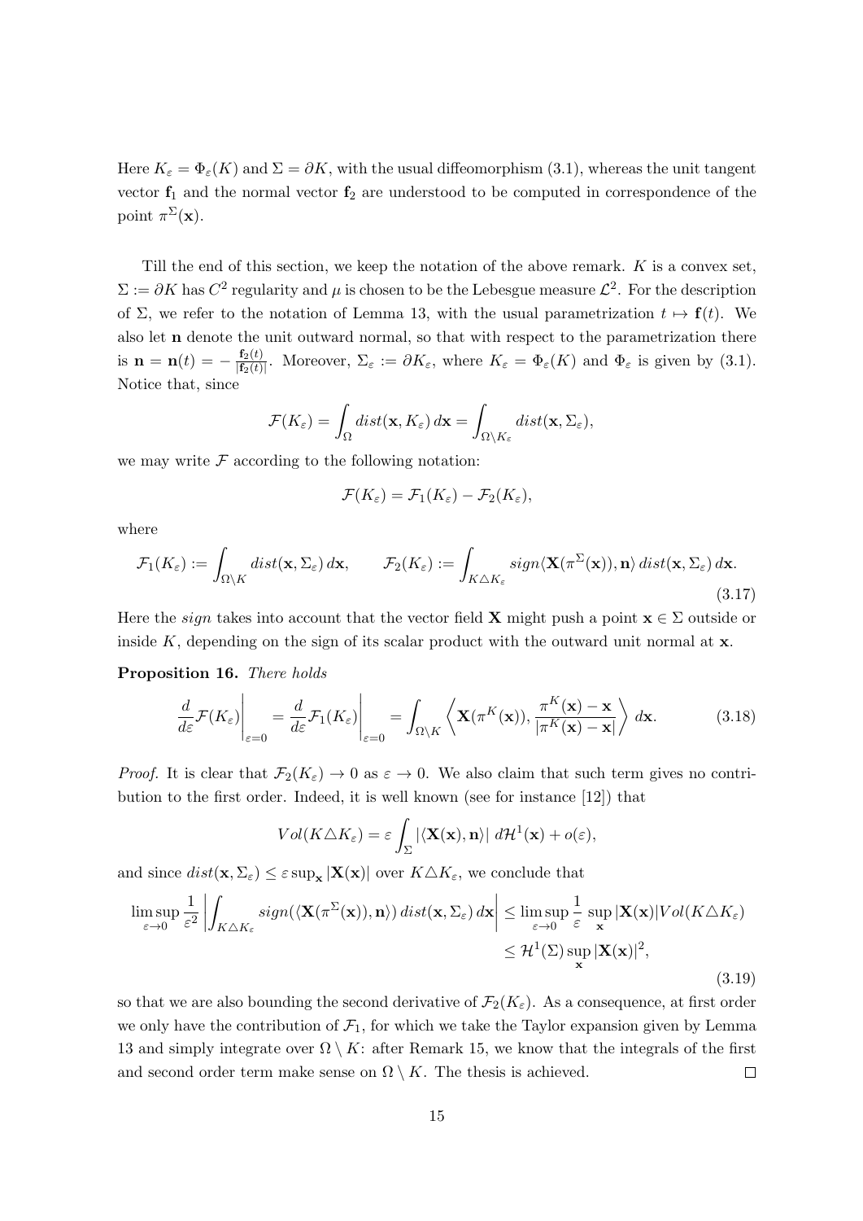Here $K_\varepsilon = \Phi_\varepsilon(K)$ and $\Sigma = \partial K$, with the usual diffeomorphism (3.1), whereas the unit tangent vector $\mathbf{f}_1$ and the normal vector $\mathbf{f}_2$ are understood to be computed in correspondence of the point $\pi^\Sigma(\mathbf{x})$.

Till the end of this section, we keep the notation of the above remark. $K$ is a convex set, $\Sigma := \partial K$ has $C^2$ regularity and $\mu$ is chosen to be the Lebesgue measure $\mathcal{L}^2$. For the description of $\Sigma$, we refer to the notation of Lemma 13, with the usual parametrization $t \mapsto \mathbf{f}(t)$. We also let $\mathbf{n}$ denote the unit outward normal, so that with respect to the parametrization there is $\mathbf{n} = \mathbf{n}(t) = -\frac{\mathbf{f}_2(t)}{|\mathbf{f}_2(t)|}$. Moreover, $\Sigma_\varepsilon := \partial K_\varepsilon$, where $K_\varepsilon = \Phi_\varepsilon(K)$ and $\Phi_\varepsilon$ is given by (3.1). Notice that, since

$$\mathcal{F}(K_\varepsilon) = \int_\Omega dist(\mathbf{x}, K_\varepsilon)\, d\mathbf{x} = \int_{\Omega\setminus K_\varepsilon} dist(\mathbf{x}, \Sigma_\varepsilon),$$

we may write $\mathcal{F}$ according to the following notation:

$$\mathcal{F}(K_\varepsilon) = \mathcal{F}_1(K_\varepsilon) - \mathcal{F}_2(K_\varepsilon),$$

where

$$\mathcal{F}_1(K_\varepsilon) := \int_{\Omega\setminus K} dist(\mathbf{x}, \Sigma_\varepsilon)\, d\mathbf{x}, \qquad \mathcal{F}_2(K_\varepsilon) := \int_{K\triangle K_\varepsilon} sign\langle \mathbf{X}(\pi^\Sigma(\mathbf{x})), \mathbf{n}\rangle\, dist(\mathbf{x}, \Sigma_\varepsilon)\, d\mathbf{x}. \tag{3.17}$$

Here the *sign* takes into account that the vector field $\mathbf{X}$ might push a point $\mathbf{x} \in \Sigma$ outside or inside $K$, depending on the sign of its scalar product with the outward unit normal at $\mathbf{x}$.

**Proposition 16.** *There holds*

$$\left.\frac{d}{d\varepsilon}\mathcal{F}(K_\varepsilon)\right|_{\varepsilon=0} = \left.\frac{d}{d\varepsilon}\mathcal{F}_1(K_\varepsilon)\right|_{\varepsilon=0} = \int_{\Omega\setminus K} \left\langle \mathbf{X}(\pi^K(\mathbf{x})), \frac{\pi^K(\mathbf{x}) - \mathbf{x}}{|\pi^K(\mathbf{x}) - \mathbf{x}|} \right\rangle d\mathbf{x}. \tag{3.18}$$

*Proof.* It is clear that $\mathcal{F}_2(K_\varepsilon) \to 0$ as $\varepsilon \to 0$. We also claim that such term gives no contribution to the first order. Indeed, it is well known (see for instance [12]) that

$$Vol(K\triangle K_\varepsilon) = \varepsilon \int_\Sigma |\langle \mathbf{X}(\mathbf{x}), \mathbf{n}\rangle|\, d\mathcal{H}^1(\mathbf{x}) + o(\varepsilon),$$

and since $dist(\mathbf{x}, \Sigma_\varepsilon) \le \varepsilon \sup_\mathbf{x} |\mathbf{X}(\mathbf{x})|$ over $K\triangle K_\varepsilon$, we conclude that

$$\begin{aligned}\limsup_{\varepsilon\to 0} \frac{1}{\varepsilon^2}\left|\int_{K\triangle K_\varepsilon} sign(\langle \mathbf{X}(\pi^\Sigma(\mathbf{x})), \mathbf{n}\rangle)\, dist(\mathbf{x}, \Sigma_\varepsilon)\, d\mathbf{x}\right| &\le \limsup_{\varepsilon\to 0} \frac{1}{\varepsilon} \sup_\mathbf{x} |\mathbf{X}(\mathbf{x})| Vol(K\triangle K_\varepsilon) \\ &\le \mathcal{H}^1(\Sigma) \sup_\mathbf{x} |\mathbf{X}(\mathbf{x})|^2,\end{aligned} \tag{3.19}$$

so that we are also bounding the second derivative of $\mathcal{F}_2(K_\varepsilon)$. As a consequence, at first order we only have the contribution of $\mathcal{F}_1$, for which we take the Taylor expansion given by Lemma 13 and simply integrate over $\Omega \setminus K$: after Remark 15, we know that the integrals of the first and second order term make sense on $\Omega \setminus K$. The thesis is achieved. $\square$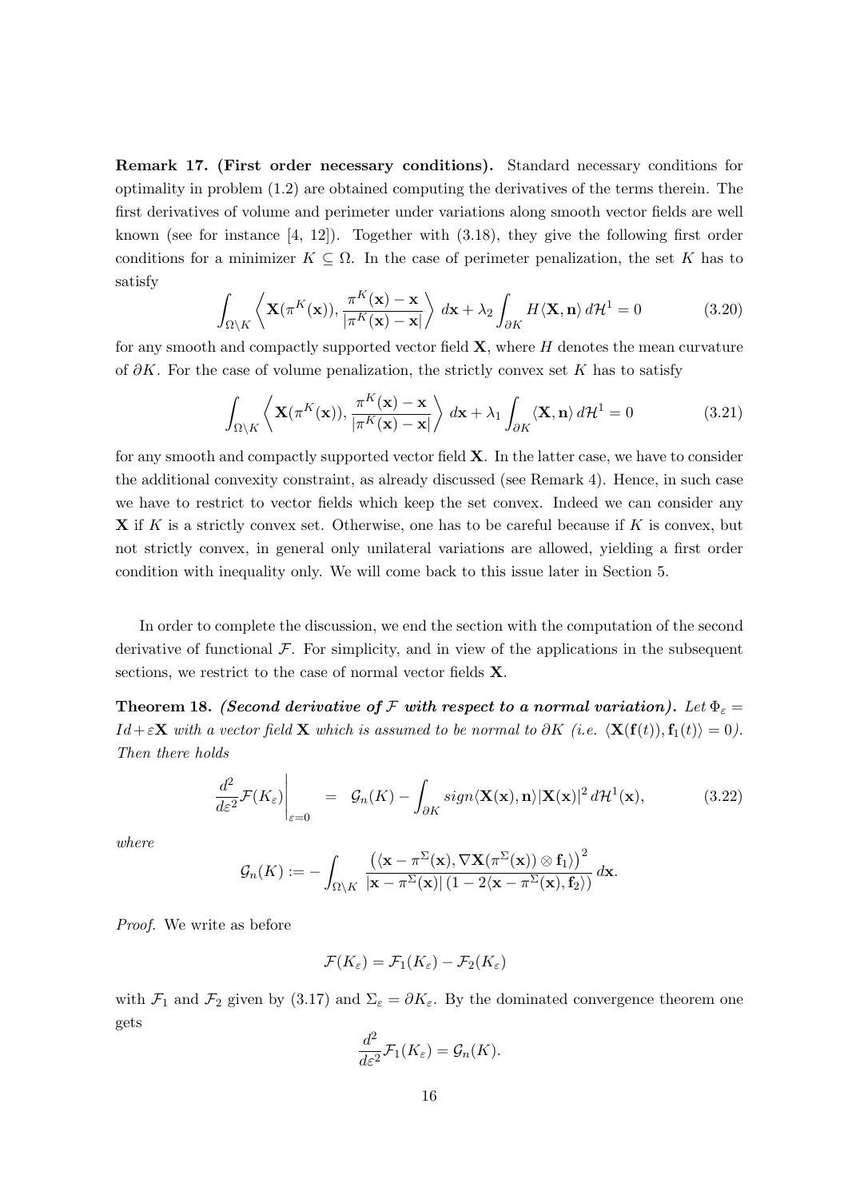**Remark 17. (First order necessary conditions).** Standard necessary conditions for optimality in problem (1.2) are obtained computing the derivatives of the terms therein. The first derivatives of volume and perimeter under variations along smooth vector fields are well known (see for instance [4, 12]). Together with (3.18), they give the following first order conditions for a minimizer $K \subseteq \Omega$. In the case of perimeter penalization, the set $K$ has to satisfy

$$\int_{\Omega\setminus K} \left\langle \mathbf{X}(\pi^K(\mathbf{x})), \frac{\pi^K(\mathbf{x}) - \mathbf{x}}{|\pi^K(\mathbf{x}) - \mathbf{x}|} \right\rangle \, d\mathbf{x} + \lambda_2 \int_{\partial K} H\langle \mathbf{X}, \mathbf{n}\rangle \, d\mathcal{H}^1 = 0 \tag{3.20}$$

for any smooth and compactly supported vector field $\mathbf{X}$, where $H$ denotes the mean curvature of $\partial K$. For the case of volume penalization, the strictly convex set $K$ has to satisfy

$$\int_{\Omega\setminus K} \left\langle \mathbf{X}(\pi^K(\mathbf{x})), \frac{\pi^K(\mathbf{x}) - \mathbf{x}}{|\pi^K(\mathbf{x}) - \mathbf{x}|} \right\rangle \, d\mathbf{x} + \lambda_1 \int_{\partial K} \langle \mathbf{X}, \mathbf{n}\rangle \, d\mathcal{H}^1 = 0 \tag{3.21}$$

for any smooth and compactly supported vector field $\mathbf{X}$. In the latter case, we have to consider the additional convexity constraint, as already discussed (see Remark 4). Hence, in such case we have to restrict to vector fields which keep the set convex. Indeed we can consider any $\mathbf{X}$ if $K$ is a strictly convex set. Otherwise, one has to be careful because if $K$ is convex, but not strictly convex, in general only unilateral variations are allowed, yielding a first order condition with inequality only. We will come back to this issue later in Section 5.

In order to complete the discussion, we end the section with the computation of the second derivative of functional $\mathcal{F}$. For simplicity, and in view of the applications in the subsequent sections, we restrict to the case of normal vector fields $\mathbf{X}$.

**Theorem 18.** ***(Second derivative of $\mathcal{F}$ with respect to a normal variation).*** *Let $\Phi_\varepsilon = Id + \varepsilon\mathbf{X}$ with a vector field $\mathbf{X}$ which is assumed to be normal to $\partial K$ (i.e. $\langle \mathbf{X}(\mathbf{f}(t)), \mathbf{f}_1(t)\rangle = 0$). Then there holds*

$$\left.\frac{d^2}{d\varepsilon^2}\mathcal{F}(K_\varepsilon)\right|_{\varepsilon=0} \;=\; \mathcal{G}_n(K) - \int_{\partial K} sign\langle \mathbf{X}(\mathbf{x}), \mathbf{n}\rangle |\mathbf{X}(\mathbf{x})|^2 \, d\mathcal{H}^1(\mathbf{x}), \tag{3.22}$$

*where*

$$\mathcal{G}_n(K) := -\int_{\Omega\setminus K} \frac{\left(\langle \mathbf{x} - \pi^\Sigma(\mathbf{x}), \nabla\mathbf{X}(\pi^\Sigma(\mathbf{x})) \otimes \mathbf{f}_1\rangle\right)^2}{|\mathbf{x} - \pi^\Sigma(\mathbf{x})| \left(1 - 2\langle \mathbf{x} - \pi^\Sigma(\mathbf{x}), \mathbf{f}_2\rangle\right)} \, d\mathbf{x}.$$

*Proof.* We write as before

$$\mathcal{F}(K_\varepsilon) = \mathcal{F}_1(K_\varepsilon) - \mathcal{F}_2(K_\varepsilon)$$

with $\mathcal{F}_1$ and $\mathcal{F}_2$ given by (3.17) and $\Sigma_\varepsilon = \partial K_\varepsilon$. By the dominated convergence theorem one gets

$$\frac{d^2}{d\varepsilon^2}\mathcal{F}_1(K_\varepsilon) = \mathcal{G}_n(K).$$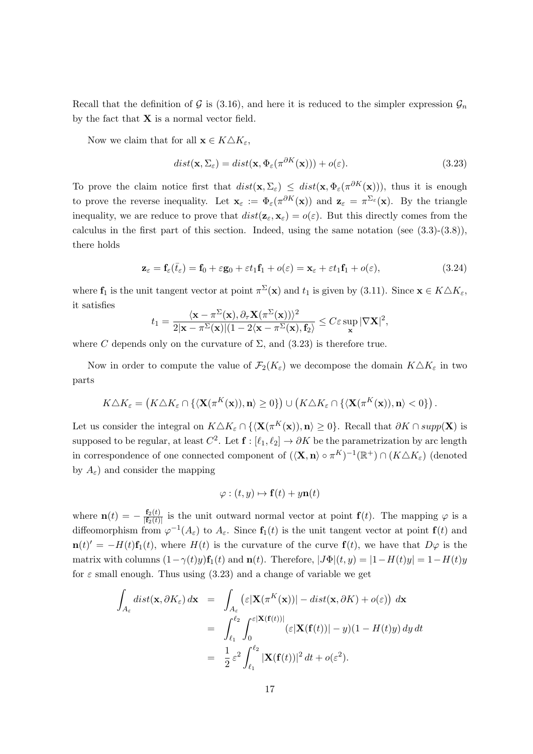Recall that the definition of $\mathcal{G}$ is (3.16), and here it is reduced to the simpler expression $\mathcal{G}_n$ by the fact that $\mathbf{X}$ is a normal vector field.

Now we claim that for all $\mathbf{x} \in K \triangle K_\varepsilon$,

$$dist(\mathbf{x}, \Sigma_\varepsilon) = dist(\mathbf{x}, \Phi_\varepsilon(\pi^{\partial K}(\mathbf{x}))) + o(\varepsilon). \tag{3.23}$$

To prove the claim notice first that $dist(\mathbf{x}, \Sigma_\varepsilon) \leq dist(\mathbf{x}, \Phi_\varepsilon(\pi^{\partial K}(\mathbf{x})))$, thus it is enough to prove the reverse inequality. Let $\mathbf{x}_\varepsilon := \Phi_\varepsilon(\pi^{\partial K}(\mathbf{x}))$ and $\mathbf{z}_\varepsilon = \pi^{\Sigma_\varepsilon}(\mathbf{x})$. By the triangle inequality, we are reduce to prove that $dist(\mathbf{z}_\varepsilon, \mathbf{x}_\varepsilon) = o(\varepsilon)$. But this directly comes from the calculus in the first part of this section. Indeed, using the same notation (see (3.3)-(3.8)), there holds

$$\mathbf{z}_\varepsilon = \mathbf{f}_\varepsilon(\bar{t}_\varepsilon) = \mathbf{f}_0 + \varepsilon \mathbf{g}_0 + \varepsilon t_1 \mathbf{f}_1 + o(\varepsilon) = \mathbf{x}_\varepsilon + \varepsilon t_1 \mathbf{f}_1 + o(\varepsilon), \tag{3.24}$$

where $\mathbf{f}_1$ is the unit tangent vector at point $\pi^\Sigma(\mathbf{x})$ and $t_1$ is given by (3.11). Since $\mathbf{x} \in K \triangle K_\varepsilon$, it satisfies

$$t_1 = \frac{\langle \mathbf{x} - \pi^\Sigma(\mathbf{x}), \partial_\tau \mathbf{X}(\pi^\Sigma(\mathbf{x}))\rangle^2}{2|\mathbf{x} - \pi^\Sigma(\mathbf{x})|(1 - 2\langle \mathbf{x} - \pi^\Sigma(\mathbf{x}), \mathbf{f}_2\rangle} \leq C\varepsilon \sup_{\mathbf{x}} |\nabla \mathbf{X}|^2,$$

where $C$ depends only on the curvature of $\Sigma$, and (3.23) is therefore true.

Now in order to compute the value of $\mathcal{F}_2(K_\varepsilon)$ we decompose the domain $K \triangle K_\varepsilon$ in two parts

$$K \triangle K_\varepsilon = \left(K \triangle K_\varepsilon \cap \{\langle \mathbf{X}(\pi^K(\mathbf{x})), \mathbf{n}\rangle \geq 0\}\right) \cup \left(K \triangle K_\varepsilon \cap \{\langle \mathbf{X}(\pi^K(\mathbf{x})), \mathbf{n}\rangle < 0\}\right).$$

Let us consider the integral on $K \triangle K_\varepsilon \cap \{\langle \mathbf{X}(\pi^K(\mathbf{x})), \mathbf{n}\rangle \geq 0\}$. Recall that $\partial K \cap supp(\mathbf{X})$ is supposed to be regular, at least $C^2$. Let $\mathbf{f} : [\ell_1, \ell_2] \to \partial K$ be the parametrization by arc length in correspondence of one connected component of $(\langle \mathbf{X}, \mathbf{n}\rangle \circ \pi^K)^{-1}(\mathbb{R}^+) \cap (K \triangle K_\varepsilon)$ (denoted by $A_\varepsilon$) and consider the mapping

$$\varphi : (t, y) \mapsto \mathbf{f}(t) + y\mathbf{n}(t)$$

where $\mathbf{n}(t) = -\frac{\mathbf{f}_2(t)}{|\mathbf{f}_2(t)|}$ is the unit outward normal vector at point $\mathbf{f}(t)$. The mapping $\varphi$ is a diffeomorphism from $\varphi^{-1}(A_\varepsilon)$ to $A_\varepsilon$. Since $\mathbf{f}_1(t)$ is the unit tangent vector at point $\mathbf{f}(t)$ and $\mathbf{n}(t)' = -H(t)\mathbf{f}_1(t)$, where $H(t)$ is the curvature of the curve $\mathbf{f}(t)$, we have that $D\varphi$ is the matrix with columns $(1 - \gamma(t)y)\mathbf{f}_1(t)$ and $\mathbf{n}(t)$. Therefore, $|J\Phi|(t, y) = |1 - H(t)y| = 1 - H(t)y$ for $\varepsilon$ small enough. Thus using (3.23) and a change of variable we get

$$\begin{aligned}
\int_{A_\varepsilon} dist(\mathbf{x}, \partial K_\varepsilon)\, d\mathbf{x} &= \int_{A_\varepsilon} \left(\varepsilon|\mathbf{X}(\pi^K(\mathbf{x}))| - dist(\mathbf{x}, \partial K) + o(\varepsilon)\right)\, d\mathbf{x} \\
&= \int_{\ell_1}^{\ell_2} \int_0^{\varepsilon|\mathbf{X}(\mathbf{f}(t))|} (\varepsilon|\mathbf{X}(\mathbf{f}(t))| - y)(1 - H(t)y)\, dy\, dt \\
&= \frac{1}{2}\varepsilon^2 \int_{\ell_1}^{\ell_2} |\mathbf{X}(\mathbf{f}(t))|^2\, dt + o(\varepsilon^2).
\end{aligned}$$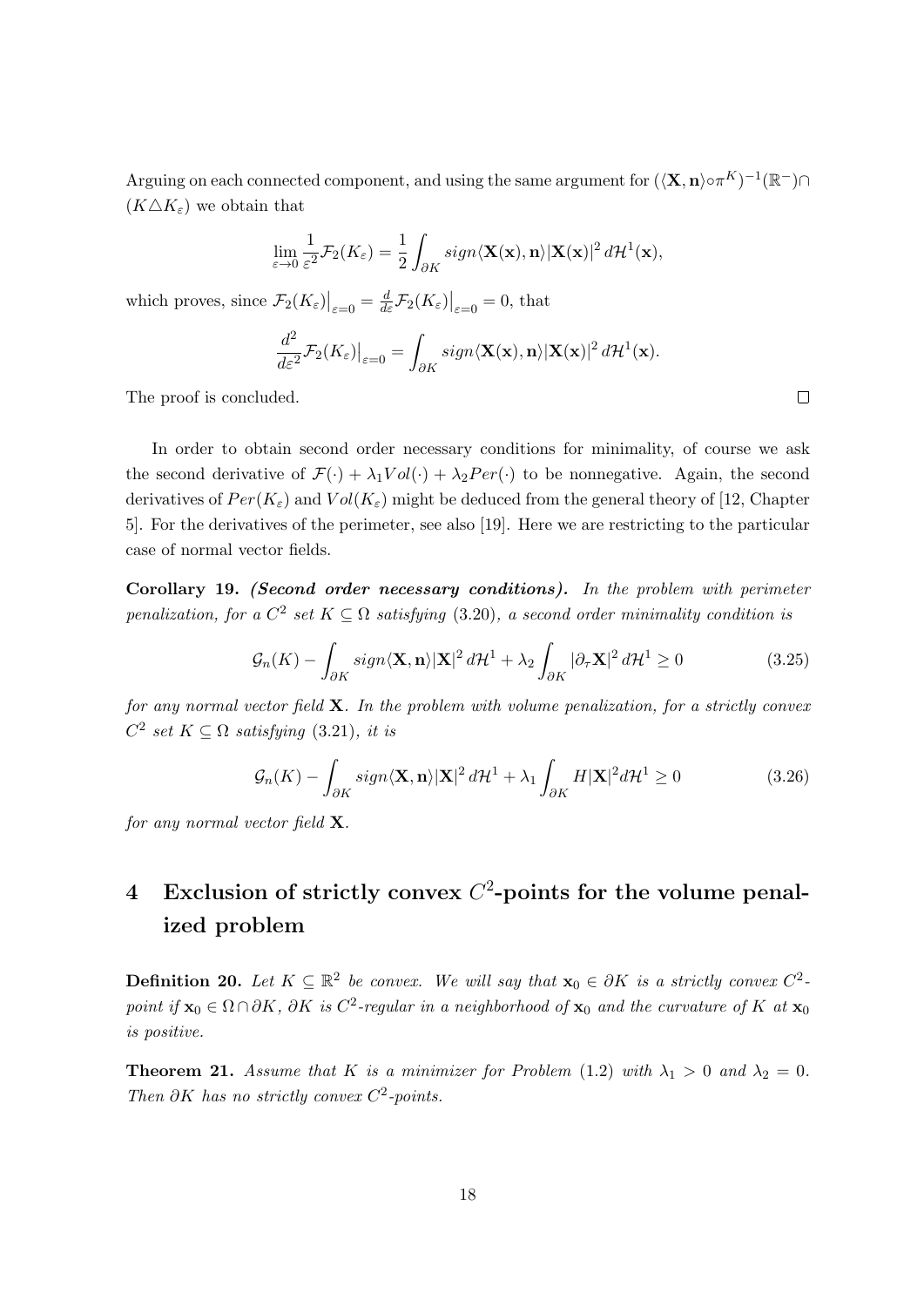Arguing on each connected component, and using the same argument for $(\langle \mathbf{X}, \mathbf{n}\rangle \circ \pi^K)^{-1}(\mathbb{R}^-) \cap (K \triangle K_\varepsilon)$ we obtain that

$$\lim_{\varepsilon \to 0} \frac{1}{\varepsilon^2} \mathcal{F}_2(K_\varepsilon) = \frac{1}{2} \int_{\partial K} sign\langle \mathbf{X}(\mathbf{x}), \mathbf{n}\rangle |\mathbf{X}(\mathbf{x})|^2 \, d\mathcal{H}^1(\mathbf{x}),$$

which proves, since $\mathcal{F}_2(K_\varepsilon)\big|_{\varepsilon=0} = \frac{d}{d\varepsilon}\mathcal{F}_2(K_\varepsilon)\big|_{\varepsilon=0} = 0$, that

$$\frac{d^2}{d\varepsilon^2} \mathcal{F}_2(K_\varepsilon)\big|_{\varepsilon=0} = \int_{\partial K} sign\langle \mathbf{X}(\mathbf{x}), \mathbf{n}\rangle |\mathbf{X}(\mathbf{x})|^2 \, d\mathcal{H}^1(\mathbf{x}).$$

The proof is concluded. □

In order to obtain second order necessary conditions for minimality, of course we ask the second derivative of $\mathcal{F}(\cdot) + \lambda_1 Vol(\cdot) + \lambda_2 Per(\cdot)$ to be nonnegative. Again, the second derivatives of $Per(K_\varepsilon)$ and $Vol(K_\varepsilon)$ might be deduced from the general theory of [12, Chapter 5]. For the derivatives of the perimeter, see also [19]. Here we are restricting to the particular case of normal vector fields.

**Corollary 19.** ***(Second order necessary conditions).*** *In the problem with perimeter penalization, for a $C^2$ set $K \subseteq \Omega$ satisfying* (3.20)*, a second order minimality condition is*

$$\mathcal{G}_n(K) - \int_{\partial K} sign\langle \mathbf{X}, \mathbf{n}\rangle |\mathbf{X}|^2 \, d\mathcal{H}^1 + \lambda_2 \int_{\partial K} |\partial_\tau \mathbf{X}|^2 \, d\mathcal{H}^1 \geq 0 \tag{3.25}$$

*for any normal vector field $\mathbf{X}$. In the problem with volume penalization, for a strictly convex $C^2$ set $K \subseteq \Omega$ satisfying* (3.21)*, it is*

$$\mathcal{G}_n(K) - \int_{\partial K} sign\langle \mathbf{X}, \mathbf{n}\rangle |\mathbf{X}|^2 \, d\mathcal{H}^1 + \lambda_1 \int_{\partial K} H|\mathbf{X}|^2 d\mathcal{H}^1 \geq 0 \tag{3.26}$$

*for any normal vector field $\mathbf{X}$.*

# 4 Exclusion of strictly convex $C^2$-points for the volume penalized problem

**Definition 20.** *Let $K \subseteq \mathbb{R}^2$ be convex. We will say that $\mathbf{x}_0 \in \partial K$ is a strictly convex $C^2$-point if $\mathbf{x}_0 \in \Omega \cap \partial K$, $\partial K$ is $C^2$-regular in a neighborhood of $\mathbf{x}_0$ and the curvature of $K$ at $\mathbf{x}_0$ is positive.*

**Theorem 21.** *Assume that $K$ is a minimizer for Problem* (1.2) *with $\lambda_1 > 0$ and $\lambda_2 = 0$. Then $\partial K$ has no strictly convex $C^2$-points.*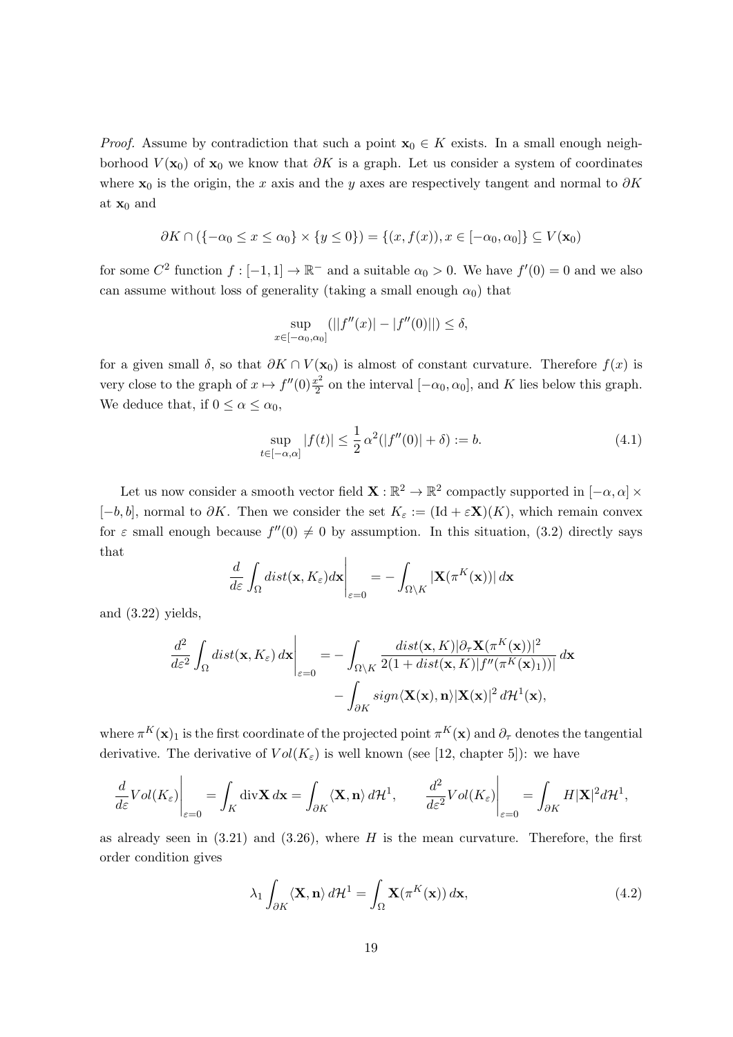*Proof.* Assume by contradiction that such a point $\mathbf{x}_0 \in K$ exists. In a small enough neighborhood $V(\mathbf{x}_0)$ of $\mathbf{x}_0$ we know that $\partial K$ is a graph. Let us consider a system of coordinates where $\mathbf{x}_0$ is the origin, the $x$ axis and the $y$ axes are respectively tangent and normal to $\partial K$ at $\mathbf{x}_0$ and

$$\partial K \cap (\{-\alpha_0 \leq x \leq \alpha_0\} \times \{y \leq 0\}) = \{(x, f(x)), x \in [-\alpha_0, \alpha_0]\} \subseteq V(\mathbf{x}_0)$$

for some $C^2$ function $f : [-1, 1] \to \mathbb{R}^-$ and a suitable $\alpha_0 > 0$. We have $f'(0) = 0$ and we also can assume without loss of generality (taking a small enough $\alpha_0$) that

$$\sup_{x \in [-\alpha_0, \alpha_0]} (||f''(x)| - |f''(0)||) \leq \delta,$$

for a given small $\delta$, so that $\partial K \cap V(\mathbf{x}_0)$ is almost of constant curvature. Therefore $f(x)$ is very close to the graph of $x \mapsto f''(0)\frac{x^2}{2}$ on the interval $[-\alpha_0, \alpha_0]$, and $K$ lies below this graph. We deduce that, if $0 \leq \alpha \leq \alpha_0$,

$$\sup_{t \in [-\alpha, \alpha]} |f(t)| \leq \frac{1}{2}\,\alpha^2(|f''(0)| + \delta) := b. \tag{4.1}$$

Let us now consider a smooth vector field $\mathbf{X} : \mathbb{R}^2 \to \mathbb{R}^2$ compactly supported in $[-\alpha, \alpha] \times [-b, b]$, normal to $\partial K$. Then we consider the set $K_\varepsilon := (\mathrm{Id} + \varepsilon \mathbf{X})(K)$, which remain convex for $\varepsilon$ small enough because $f''(0) \neq 0$ by assumption. In this situation, (3.2) directly says that

$$\frac{d}{d\varepsilon} \int_\Omega dist(\mathbf{x}, K_\varepsilon) d\mathbf{x} \Bigg|_{\varepsilon=0} = -\int_{\Omega \setminus K} |\mathbf{X}(\pi^K(\mathbf{x}))|\, d\mathbf{x}$$

and (3.22) yields,

$$\frac{d^2}{d\varepsilon^2} \int_\Omega dist(\mathbf{x}, K_\varepsilon)\, d\mathbf{x} \Bigg|_{\varepsilon=0} = -\int_{\Omega \setminus K} \frac{dist(\mathbf{x}, K) |\partial_\tau \mathbf{X}(\pi^K(\mathbf{x}))|^2}{2(1 + dist(\mathbf{x}, K)|f''(\pi^K(\mathbf{x})_1))|}\, d\mathbf{x} - \int_{\partial K} sign\langle \mathbf{X}(\mathbf{x}), \mathbf{n}\rangle |\mathbf{X}(\mathbf{x})|^2\, d\mathcal{H}^1(\mathbf{x}),$$

where $\pi^K(\mathbf{x})_1$ is the first coordinate of the projected point $\pi^K(\mathbf{x})$ and $\partial_\tau$ denotes the tangential derivative. The derivative of $Vol(K_\varepsilon)$ is well known (see [12, chapter 5]): we have

$$\frac{d}{d\varepsilon} Vol(K_\varepsilon) \Bigg|_{\varepsilon=0} = \int_K \mathrm{div} \mathbf{X}\, d\mathbf{x} = \int_{\partial K} \langle \mathbf{X}, \mathbf{n}\rangle\, d\mathcal{H}^1, \qquad \frac{d^2}{d\varepsilon^2} Vol(K_\varepsilon) \Bigg|_{\varepsilon=0} = \int_{\partial K} H |\mathbf{X}|^2 d\mathcal{H}^1,$$

as already seen in (3.21) and (3.26), where $H$ is the mean curvature. Therefore, the first order condition gives

$$\lambda_1 \int_{\partial K} \langle \mathbf{X}, \mathbf{n}\rangle\, d\mathcal{H}^1 = \int_\Omega \mathbf{X}(\pi^K(\mathbf{x}))\, d\mathbf{x}, \tag{4.2}$$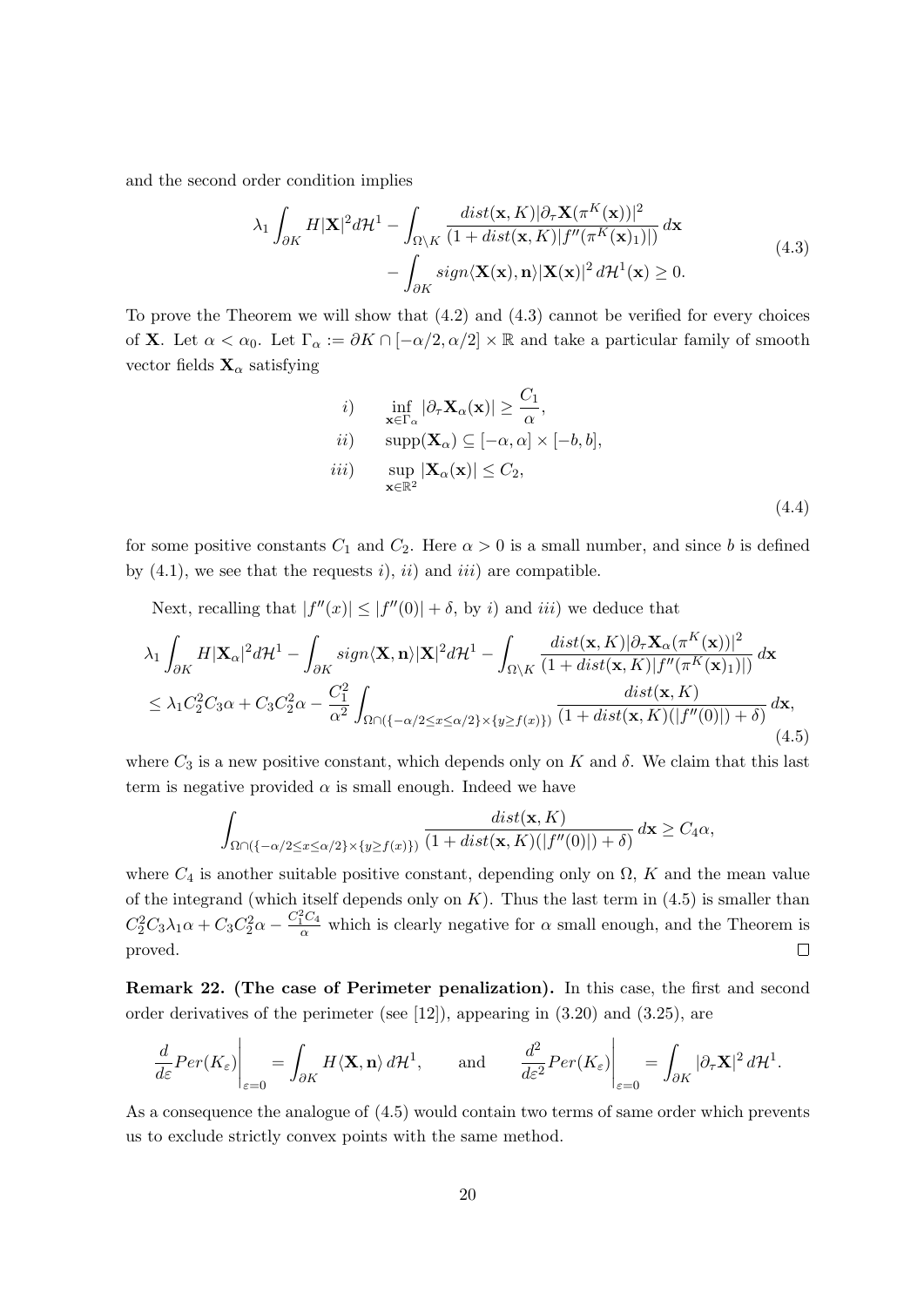and the second order condition implies

$$
\begin{aligned}
\lambda_1 \int_{\partial K} H|\mathbf{X}|^2 d\mathcal{H}^1 - \int_{\Omega\setminus K} \frac{dist(\mathbf{x},K)|\partial_\tau \mathbf{X}(\pi^K(\mathbf{x}))|^2}{(1+dist(\mathbf{x},K)|f''(\pi^K(\mathbf{x})_1)|)}\,d\mathbf{x} \\
- \int_{\partial K} sign\langle \mathbf{X}(\mathbf{x}),\mathbf{n}\rangle |\mathbf{X}(\mathbf{x})|^2\, d\mathcal{H}^1(\mathbf{x}) \geq 0.
\end{aligned}
\tag{4.3}
$$

To prove the Theorem we will show that (4.2) and (4.3) cannot be verified for every choices of $\mathbf{X}$. Let $\alpha < \alpha_0$. Let $\Gamma_\alpha := \partial K \cap [-\alpha/2, \alpha/2] \times \mathbb{R}$ and take a particular family of smooth vector fields $\mathbf{X}_\alpha$ satisfying

$$
\begin{aligned}
&i) \qquad \inf_{\mathbf{x}\in\Gamma_\alpha} |\partial_\tau \mathbf{X}_\alpha(\mathbf{x})| \geq \frac{C_1}{\alpha},\\
&ii) \qquad \mathrm{supp}(\mathbf{X}_\alpha) \subseteq [-\alpha,\alpha]\times[-b,b],\\
&iii) \qquad \sup_{\mathbf{x}\in\mathbb{R}^2} |\mathbf{X}_\alpha(\mathbf{x})| \leq C_2,
\end{aligned}
\tag{4.4}
$$

for some positive constants $C_1$ and $C_2$. Here $\alpha > 0$ is a small number, and since $b$ is defined by (4.1), we see that the requests $i)$, $ii)$ and $iii)$ are compatible.

Next, recalling that $|f''(x)| \leq |f''(0)| + \delta$, by $i)$ and $iii)$ we deduce that

$$
\begin{aligned}
&\lambda_1 \int_{\partial K} H|\mathbf{X}_\alpha|^2 d\mathcal{H}^1 - \int_{\partial K} sign\langle \mathbf{X},\mathbf{n}\rangle |\mathbf{X}|^2 d\mathcal{H}^1 - \int_{\Omega\setminus K} \frac{dist(\mathbf{x},K)|\partial_\tau \mathbf{X}_\alpha(\pi^K(\mathbf{x}))|^2}{(1+dist(\mathbf{x},K)|f''(\pi^K(\mathbf{x})_1)|)}\,d\mathbf{x}\\
&\leq \lambda_1 C_2^2 C_3 \alpha + C_3 C_2^2 \alpha - \frac{C_1^2}{\alpha^2} \int_{\Omega\cap(\{-\alpha/2\leq x\leq\alpha/2\}\times\{y\geq f(x)\})} \frac{dist(\mathbf{x},K)}{(1+dist(\mathbf{x},K)(|f''(0)|)+\delta)}\,d\mathbf{x},
\end{aligned}
\tag{4.5}
$$

where $C_3$ is a new positive constant, which depends only on $K$ and $\delta$. We claim that this last term is negative provided $\alpha$ is small enough. Indeed we have

$$
\int_{\Omega\cap(\{-\alpha/2\leq x\leq\alpha/2\}\times\{y\geq f(x)\})} \frac{dist(\mathbf{x},K)}{(1+dist(\mathbf{x},K)(|f''(0)|)+\delta)}\,d\mathbf{x} \geq C_4\alpha,
$$

where $C_4$ is another suitable positive constant, depending only on $\Omega$, $K$ and the mean value of the integrand (which itself depends only on $K$). Thus the last term in (4.5) is smaller than $C_2^2 C_3 \lambda_1 \alpha + C_3 C_2^2 \alpha - \frac{C_1^2 C_4}{\alpha}$ which is clearly negative for $\alpha$ small enough, and the Theorem is proved. $\square$

**Remark 22. (The case of Perimeter penalization).** In this case, the first and second order derivatives of the perimeter (see [12]), appearing in (3.20) and (3.25), are

$$
\left.\frac{d}{d\varepsilon}Per(K_\varepsilon)\right|_{\varepsilon=0} = \int_{\partial K} H\langle \mathbf{X},\mathbf{n}\rangle\, d\mathcal{H}^1, \qquad \text{and} \qquad \left.\frac{d^2}{d\varepsilon^2}Per(K_\varepsilon)\right|_{\varepsilon=0} = \int_{\partial K} |\partial_\tau \mathbf{X}|^2\, d\mathcal{H}^1.
$$

As a consequence the analogue of (4.5) would contain two terms of same order which prevents us to exclude strictly convex points with the same method.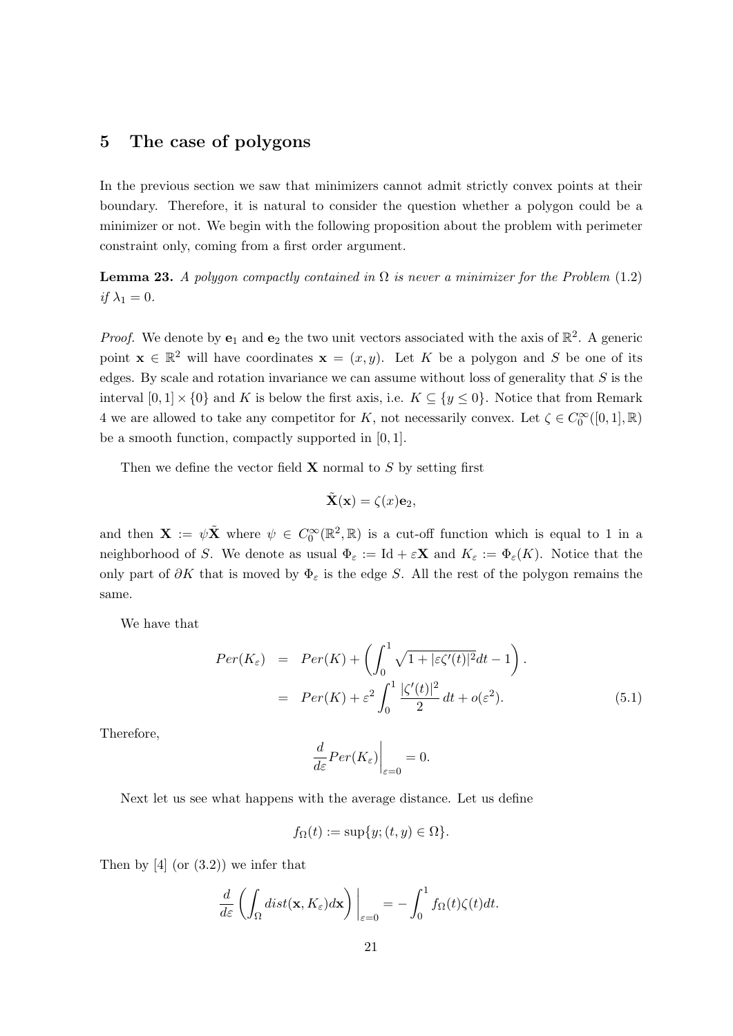## 5 The case of polygons

In the previous section we saw that minimizers cannot admit strictly convex points at their boundary. Therefore, it is natural to consider the question whether a polygon could be a minimizer or not. We begin with the following proposition about the problem with perimeter constraint only, coming from a first order argument.

**Lemma 23.** *A polygon compactly contained in $\Omega$ is never a minimizer for the Problem* (1.2) *if $\lambda_1 = 0$.*

*Proof.* We denote by $\mathbf{e}_1$ and $\mathbf{e}_2$ the two unit vectors associated with the axis of $\mathbb{R}^2$. A generic point $\mathbf{x} \in \mathbb{R}^2$ will have coordinates $\mathbf{x} = (x, y)$. Let $K$ be a polygon and $S$ be one of its edges. By scale and rotation invariance we can assume without loss of generality that $S$ is the interval $[0,1] \times \{0\}$ and $K$ is below the first axis, i.e. $K \subseteq \{y \leq 0\}$. Notice that from Remark 4 we are allowed to take any competitor for $K$, not necessarily convex. Let $\zeta \in C_0^\infty([0,1], \mathbb{R})$ be a smooth function, compactly supported in $[0,1]$.

Then we define the vector field $\mathbf{X}$ normal to $S$ by setting first

$$\tilde{\mathbf{X}}(\mathbf{x}) = \zeta(x)\mathbf{e}_2,$$

and then $\mathbf{X} := \psi\tilde{\mathbf{X}}$ where $\psi \in C_0^\infty(\mathbb{R}^2, \mathbb{R})$ is a cut-off function which is equal to 1 in a neighborhood of $S$. We denote as usual $\Phi_\varepsilon := \mathrm{Id} + \varepsilon\mathbf{X}$ and $K_\varepsilon := \Phi_\varepsilon(K)$. Notice that the only part of $\partial K$ that is moved by $\Phi_\varepsilon$ is the edge $S$. All the rest of the polygon remains the same.

We have that

$$\begin{aligned} Per(K_\varepsilon) &= Per(K) + \left(\int_0^1 \sqrt{1 + |\varepsilon\zeta'(t)|^2}dt - 1\right). \\ &= Per(K) + \varepsilon^2 \int_0^1 \frac{|\zeta'(t)|^2}{2}\,dt + o(\varepsilon^2). \end{aligned} \tag{5.1}$$

Therefore,

$$\frac{d}{d\varepsilon} Per(K_\varepsilon)\bigg|_{\varepsilon=0} = 0.$$

Next let us see what happens with the average distance. Let us define

$$f_\Omega(t) := \sup\{y; (t, y) \in \Omega\}.$$

Then by [4] (or (3.2)) we infer that

$$\frac{d}{d\varepsilon}\left(\int_\Omega dist(\mathbf{x}, K_\varepsilon)d\mathbf{x}\right)\bigg|_{\varepsilon=0} = -\int_0^1 f_\Omega(t)\zeta(t)dt.$$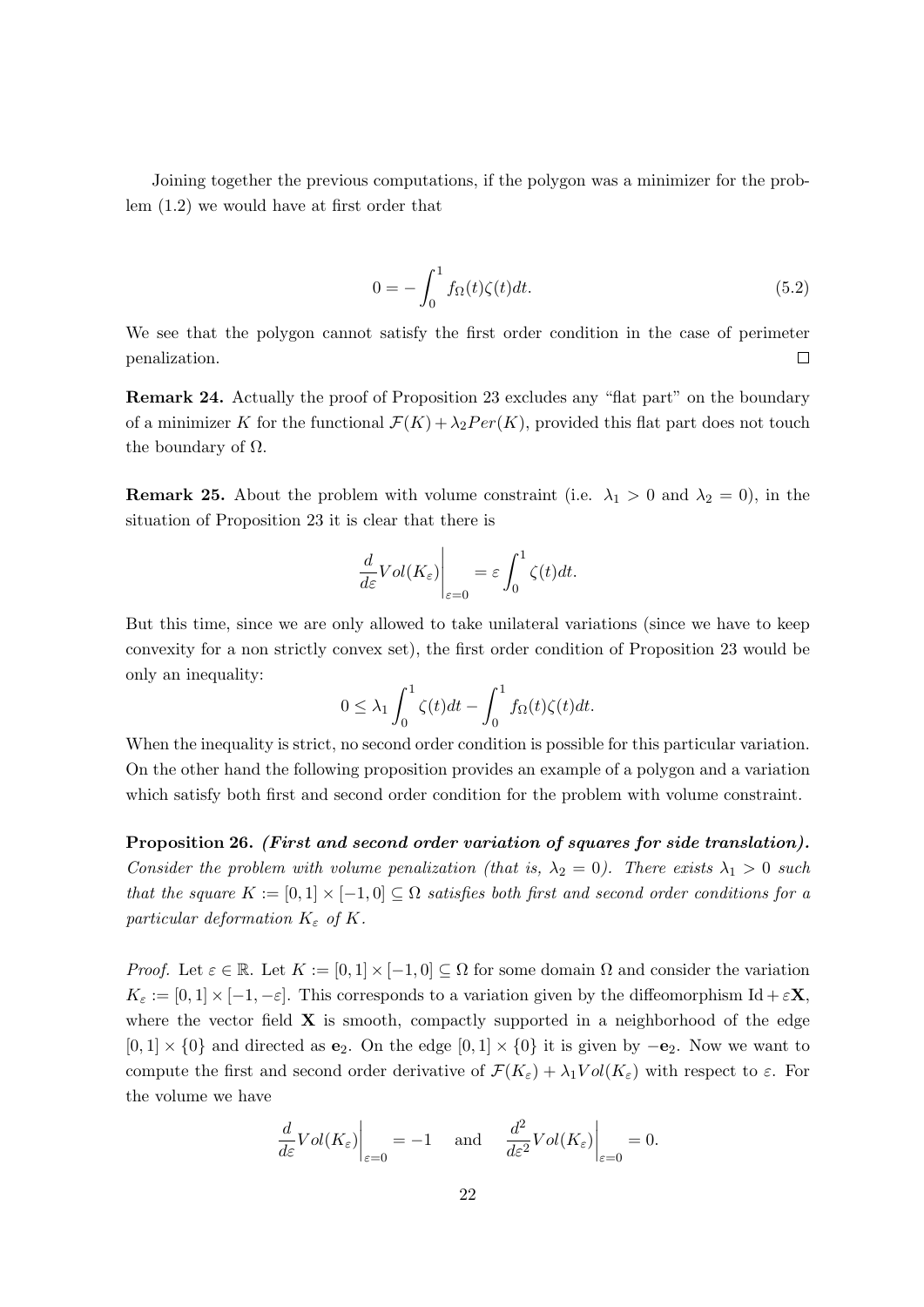Joining together the previous computations, if the polygon was a minimizer for the problem (1.2) we would have at first order that

$$0 = -\int_0^1 f_\Omega(t)\zeta(t)dt. \tag{5.2}$$

We see that the polygon cannot satisfy the first order condition in the case of perimeter penalization. $\square$

**Remark 24.** Actually the proof of Proposition 23 excludes any "flat part" on the boundary of a minimizer $K$ for the functional $\mathcal{F}(K) + \lambda_2 Per(K)$, provided this flat part does not touch the boundary of $\Omega$.

**Remark 25.** About the problem with volume constraint (i.e. $\lambda_1 > 0$ and $\lambda_2 = 0$), in the situation of Proposition 23 it is clear that there is

$$\frac{d}{d\varepsilon} Vol(K_\varepsilon)\bigg|_{\varepsilon=0} = \varepsilon \int_0^1 \zeta(t)dt.$$

But this time, since we are only allowed to take unilateral variations (since we have to keep convexity for a non strictly convex set), the first order condition of Proposition 23 would be only an inequality:

$$0 \leq \lambda_1 \int_0^1 \zeta(t)dt - \int_0^1 f_\Omega(t)\zeta(t)dt.$$

When the inequality is strict, no second order condition is possible for this particular variation. On the other hand the following proposition provides an example of a polygon and a variation which satisfy both first and second order condition for the problem with volume constraint.

**Proposition 26.** ***(First and second order variation of squares for side translation).*** *Consider the problem with volume penalization (that is, $\lambda_2 = 0$). There exists $\lambda_1 > 0$ such that the square $K := [0,1] \times [-1,0] \subseteq \Omega$ satisfies both first and second order conditions for a particular deformation $K_\varepsilon$ of $K$.*

*Proof.* Let $\varepsilon \in \mathbb{R}$. Let $K := [0,1] \times [-1,0] \subseteq \Omega$ for some domain $\Omega$ and consider the variation $K_\varepsilon := [0,1] \times [-1, -\varepsilon]$. This corresponds to a variation given by the diffeomorphism $\mathrm{Id} + \varepsilon \mathbf{X}$, where the vector field $\mathbf{X}$ is smooth, compactly supported in a neighborhood of the edge $[0,1] \times \{0\}$ and directed as $\mathbf{e}_2$. On the edge $[0,1] \times \{0\}$ it is given by $-\mathbf{e}_2$. Now we want to compute the first and second order derivative of $\mathcal{F}(K_\varepsilon) + \lambda_1 Vol(K_\varepsilon)$ with respect to $\varepsilon$. For the volume we have

$$\frac{d}{d\varepsilon} Vol(K_\varepsilon)\bigg|_{\varepsilon=0} = -1 \quad \text{ and } \quad \frac{d^2}{d\varepsilon^2} Vol(K_\varepsilon)\bigg|_{\varepsilon=0} = 0.$$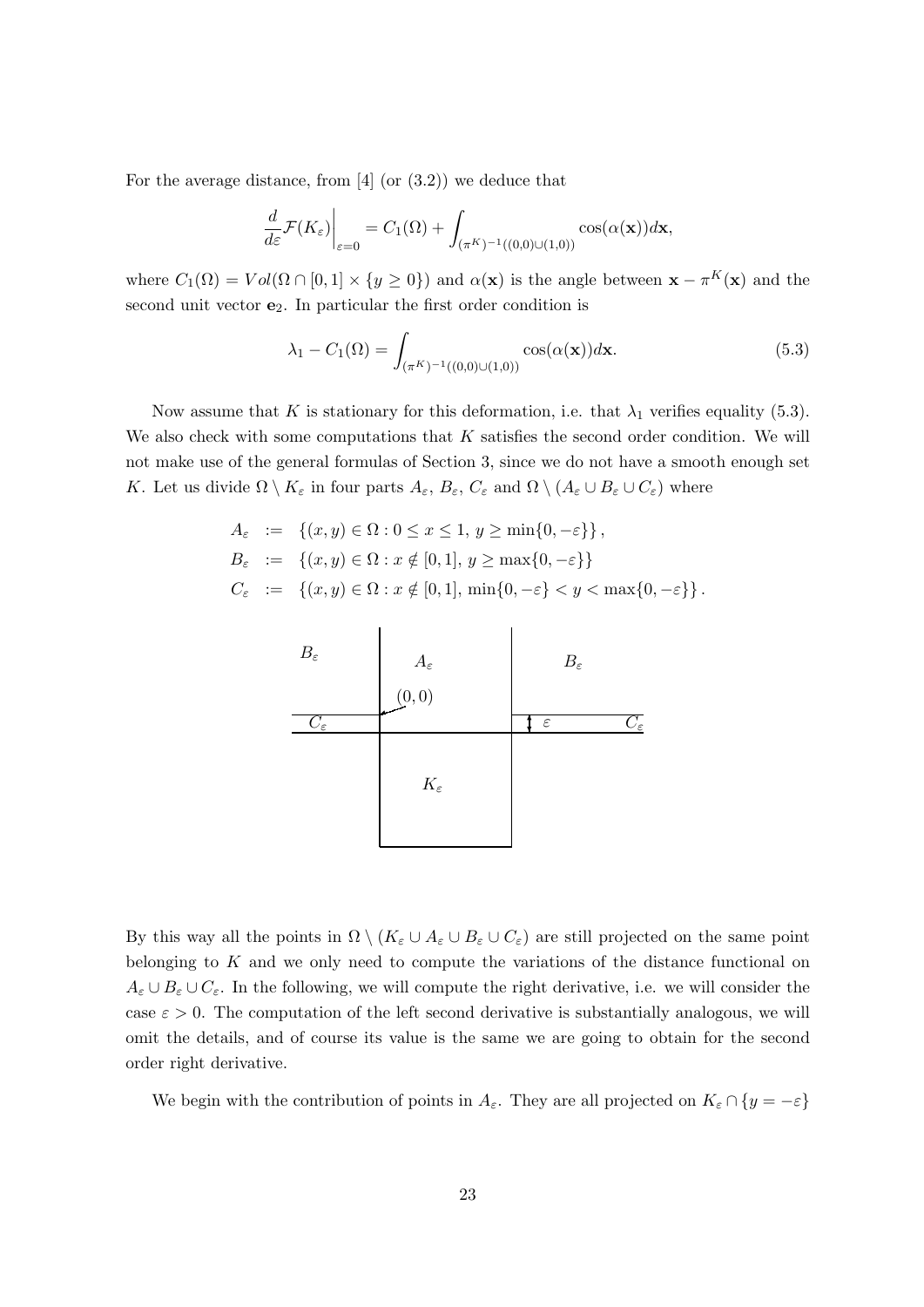For the average distance, from [4] (or (3.2)) we deduce that

$$\frac{d}{d\varepsilon}\mathcal{F}(K_\varepsilon)\bigg|_{\varepsilon=0} = C_1(\Omega) + \int_{(\pi^K)^{-1}((0,0)\cup(1,0))} \cos(\alpha(\mathbf{x}))d\mathbf{x},$$

where $C_1(\Omega) = Vol(\Omega \cap [0,1] \times \{y \geq 0\})$ and $\alpha(\mathbf{x})$ is the angle between $\mathbf{x} - \pi^K(\mathbf{x})$ and the second unit vector $\mathbf{e}_2$. In particular the first order condition is

$$\lambda_1 - C_1(\Omega) = \int_{(\pi^K)^{-1}((0,0)\cup(1,0))} \cos(\alpha(\mathbf{x}))d\mathbf{x}. \tag{5.3}$$

Now assume that $K$ is stationary for this deformation, i.e. that $\lambda_1$ verifies equality (5.3). We also check with some computations that $K$ satisfies the second order condition. We will not make use of the general formulas of Section 3, since we do not have a smooth enough set $K$. Let us divide $\Omega \setminus K_\varepsilon$ in four parts $A_\varepsilon$, $B_\varepsilon$, $C_\varepsilon$ and $\Omega \setminus (A_\varepsilon \cup B_\varepsilon \cup C_\varepsilon)$ where

$$\begin{aligned}
A_\varepsilon &:= \{(x,y) \in \Omega : 0 \leq x \leq 1,\ y \geq \min\{0, -\varepsilon\}\}, \\
B_\varepsilon &:= \{(x,y) \in \Omega : x \notin [0,1],\ y \geq \max\{0, -\varepsilon\}\} \\
C_\varepsilon &:= \{(x,y) \in \Omega : x \notin [0,1],\ \min\{0, -\varepsilon\} < y < \max\{0, -\varepsilon\}\}.
\end{aligned}$$

By this way all the points in $\Omega \setminus (K_\varepsilon \cup A_\varepsilon \cup B_\varepsilon \cup C_\varepsilon)$ are still projected on the same point belonging to $K$ and we only need to compute the variations of the distance functional on $A_\varepsilon \cup B_\varepsilon \cup C_\varepsilon$. In the following, we will compute the right derivative, i.e. we will consider the case $\varepsilon > 0$. The computation of the left second derivative is substantially analogous, we will omit the details, and of course its value is the same we are going to obtain for the second order right derivative.

We begin with the contribution of points in $A_\varepsilon$. They are all projected on $K_\varepsilon \cap \{y = -\varepsilon\}$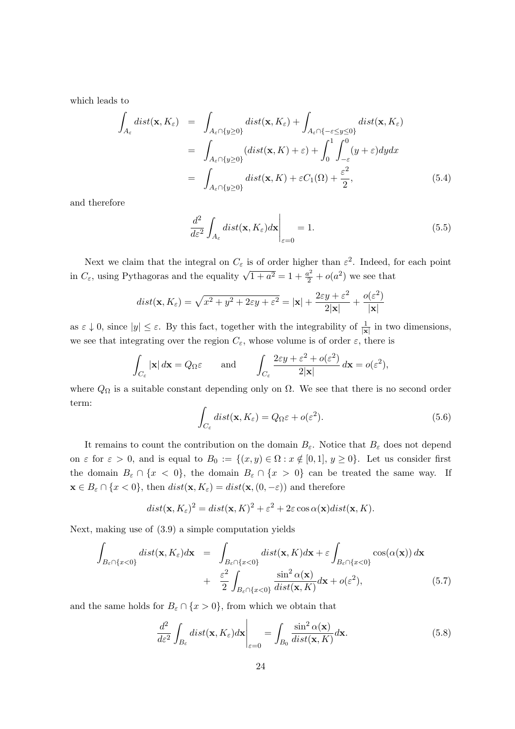which leads to

$$
\begin{aligned}
\int_{A_\varepsilon} dist(\mathbf{x}, K_\varepsilon) &= \int_{A_\varepsilon \cap \{y \geq 0\}} dist(\mathbf{x}, K_\varepsilon) + \int_{A_\varepsilon \cap \{-\varepsilon \leq y \leq 0\}} dist(\mathbf{x}, K_\varepsilon) \\
&= \int_{A_\varepsilon \cap \{y \geq 0\}} (dist(\mathbf{x}, K) + \varepsilon) + \int_0^1 \int_{-\varepsilon}^0 (y + \varepsilon) dy dx \\
&= \int_{A_\varepsilon \cap \{y \geq 0\}} dist(\mathbf{x}, K) + \varepsilon C_1(\Omega) + \frac{\varepsilon^2}{2}, \qquad (5.4)
\end{aligned}
$$

and therefore

$$
\frac{d^2}{d\varepsilon^2} \int_{A_\varepsilon} dist(\mathbf{x}, K_\varepsilon) d\mathbf{x} \Bigg|_{\varepsilon=0} = 1. \qquad (5.5)
$$

Next we claim that the integral on $C_\varepsilon$ is of order higher than $\varepsilon^2$. Indeed, for each point in $C_\varepsilon$, using Pythagoras and the equality $\sqrt{1+a^2} = 1 + \frac{a^2}{2} + o(a^2)$ we see that

$$
dist(\mathbf{x}, K_\varepsilon) = \sqrt{x^2 + y^2 + 2\varepsilon y + \varepsilon^2} = |\mathbf{x}| + \frac{2\varepsilon y + \varepsilon^2}{2|\mathbf{x}|} + \frac{o(\varepsilon^2)}{|\mathbf{x}|}
$$

as $\varepsilon \downarrow 0$, since $|y| \leq \varepsilon$. By this fact, together with the integrability of $\frac{1}{|\mathbf{x}|}$ in two dimensions, we see that integrating over the region $C_\varepsilon$, whose volume is of order $\varepsilon$, there is

$$
\int_{C_\varepsilon} |\mathbf{x}| \, d\mathbf{x} = Q_\Omega \varepsilon \qquad \text{and} \qquad \int_{C_\varepsilon} \frac{2\varepsilon y + \varepsilon^2 + o(\varepsilon^2)}{2|\mathbf{x}|} \, d\mathbf{x} = o(\varepsilon^2),
$$

where $Q_\Omega$ is a suitable constant depending only on $\Omega$. We see that there is no second order term:

$$
\int_{C_\varepsilon} dist(\mathbf{x}, K_\varepsilon) = Q_\Omega \varepsilon + o(\varepsilon^2). \qquad (5.6)
$$

It remains to count the contribution on the domain $B_\varepsilon$. Notice that $B_\varepsilon$ does not depend on $\varepsilon$ for $\varepsilon > 0$, and is equal to $B_0 := \{(x, y) \in \Omega : x \notin [0, 1], \, y \geq 0\}$. Let us consider first the domain $B_\varepsilon \cap \{x < 0\}$, the domain $B_\varepsilon \cap \{x > 0\}$ can be treated the same way. If $\mathbf{x} \in B_\varepsilon \cap \{x < 0\}$, then $dist(\mathbf{x}, K_\varepsilon) = dist(\mathbf{x}, (0, -\varepsilon))$ and therefore

$$
dist(\mathbf{x}, K_\varepsilon)^2 = dist(\mathbf{x}, K)^2 + \varepsilon^2 + 2\varepsilon \cos \alpha(\mathbf{x}) dist(\mathbf{x}, K).
$$

Next, making use of (3.9) a simple computation yields

$$
\begin{aligned}
\int_{B_\varepsilon \cap \{x<0\}} dist(\mathbf{x}, K_\varepsilon) d\mathbf{x} &= \int_{B_\varepsilon \cap \{x<0\}} dist(\mathbf{x}, K) d\mathbf{x} + \varepsilon \int_{B_\varepsilon \cap \{x<0\}} \cos(\alpha(\mathbf{x})) \, d\mathbf{x} \\
&+ \frac{\varepsilon^2}{2} \int_{B_\varepsilon \cap \{x<0\}} \frac{\sin^2 \alpha(\mathbf{x})}{dist(\mathbf{x}, K)} d\mathbf{x} + o(\varepsilon^2), \qquad (5.7)
\end{aligned}
$$

and the same holds for $B_\varepsilon \cap \{x > 0\}$, from which we obtain that

$$
\frac{d^2}{d\varepsilon^2} \int_{B_\varepsilon} dist(\mathbf{x}, K_\varepsilon) d\mathbf{x} \Bigg|_{\varepsilon=0} = \int_{B_0} \frac{\sin^2 \alpha(\mathbf{x})}{dist(\mathbf{x}, K)} d\mathbf{x}. \qquad (5.8)
$$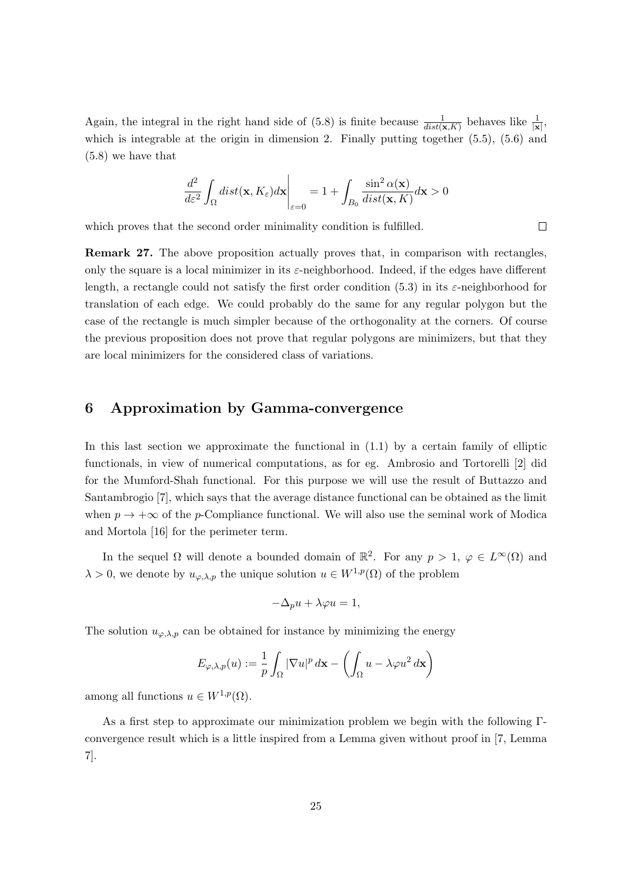Again, the integral in the right hand side of (5.8) is finite because $\frac{1}{dist(\mathbf{x},K)}$ behaves like $\frac{1}{|\mathbf{x}|}$, which is integrable at the origin in dimension 2. Finally putting together (5.5), (5.6) and (5.8) we have that

$$\frac{d^2}{d\varepsilon^2}\int_\Omega dist(\mathbf{x},K_\varepsilon)d\mathbf{x}\bigg|_{\varepsilon=0} = 1 + \int_{B_0}\frac{\sin^2\alpha(\mathbf{x})}{dist(\mathbf{x},K)}d\mathbf{x} > 0$$

which proves that the second order minimality condition is fulfilled. $\square$

**Remark 27.** The above proposition actually proves that, in comparison with rectangles, only the square is a local minimizer in its $\varepsilon$-neighborhood. Indeed, if the edges have different length, a rectangle could not satisfy the first order condition (5.3) in its $\varepsilon$-neighborhood for translation of each edge. We could probably do the same for any regular polygon but the case of the rectangle is much simpler because of the orthogonality at the corners. Of course the previous proposition does not prove that regular polygons are minimizers, but that they are local minimizers for the considered class of variations.

# 6 Approximation by Gamma-convergence

In this last section we approximate the functional in (1.1) by a certain family of elliptic functionals, in view of numerical computations, as for eg. Ambrosio and Tortorelli [2] did for the Mumford-Shah functional. For this purpose we will use the result of Buttazzo and Santambrogio [7], which says that the average distance functional can be obtained as the limit when $p \to +\infty$ of the $p$-Compliance functional. We will also use the seminal work of Modica and Mortola [16] for the perimeter term.

In the sequel $\Omega$ will denote a bounded domain of $\mathbb{R}^2$. For any $p > 1$, $\varphi \in L^\infty(\Omega)$ and $\lambda > 0$, we denote by $u_{\varphi,\lambda,p}$ the unique solution $u \in W^{1,p}(\Omega)$ of the problem

$$-\Delta_p u + \lambda\varphi u = 1,$$

The solution $u_{\varphi,\lambda,p}$ can be obtained for instance by minimizing the energy

$$E_{\varphi,\lambda,p}(u) := \frac{1}{p}\int_\Omega |\nabla u|^p\,d\mathbf{x} - \left(\int_\Omega u - \lambda\varphi u^2\,d\mathbf{x}\right)$$

among all functions $u \in W^{1,p}(\Omega)$.

As a first step to approximate our minimization problem we begin with the following $\Gamma$-convergence result which is a little inspired from a Lemma given without proof in [7, Lemma 7].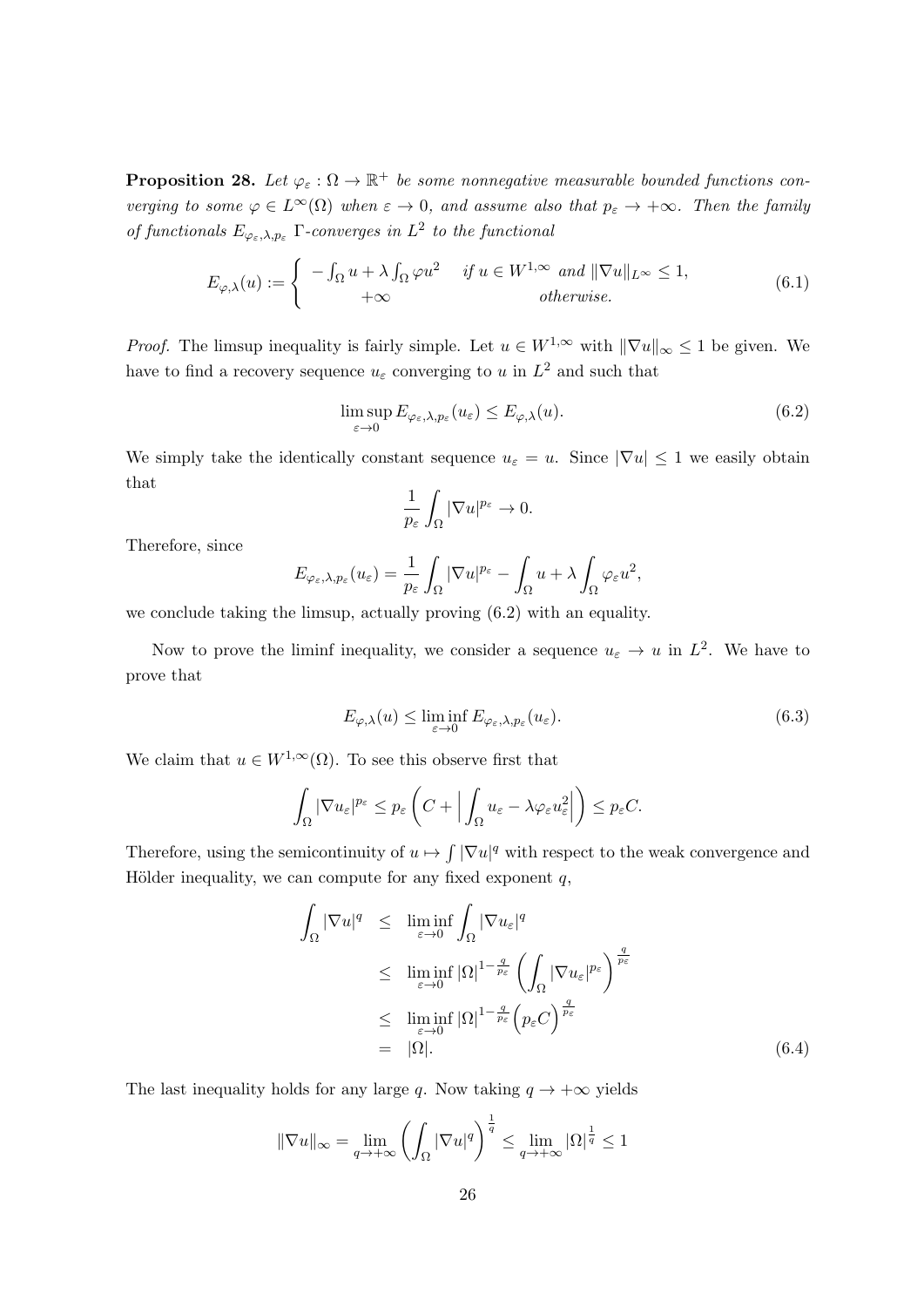**Proposition 28.** *Let $\varphi_\varepsilon : \Omega \to \mathbb{R}^+$ be some nonnegative measurable bounded functions converging to some $\varphi \in L^\infty(\Omega)$ when $\varepsilon \to 0$, and assume also that $p_\varepsilon \to +\infty$. Then the family of functionals $E_{\varphi_\varepsilon,\lambda,p_\varepsilon}$ $\Gamma$-converges in $L^2$ to the functional*

$$
E_{\varphi,\lambda}(u) := \begin{cases} -\int_\Omega u + \lambda \int_\Omega \varphi u^2 & \text{if } u \in W^{1,\infty} \text{ and } \|\nabla u\|_{L^\infty} \le 1, \\ +\infty & \text{otherwise.} \end{cases} \tag{6.1}
$$

*Proof.* The limsup inequality is fairly simple. Let $u \in W^{1,\infty}$ with $\|\nabla u\|_\infty \le 1$ be given. We have to find a recovery sequence $u_\varepsilon$ converging to $u$ in $L^2$ and such that

$$
\limsup_{\varepsilon \to 0} E_{\varphi_\varepsilon,\lambda,p_\varepsilon}(u_\varepsilon) \le E_{\varphi,\lambda}(u). \tag{6.2}
$$

We simply take the identically constant sequence $u_\varepsilon = u$. Since $|\nabla u| \le 1$ we easily obtain that

$$
\frac{1}{p_\varepsilon} \int_\Omega |\nabla u|^{p_\varepsilon} \to 0.
$$

Therefore, since

$$
E_{\varphi_\varepsilon,\lambda,p_\varepsilon}(u_\varepsilon) = \frac{1}{p_\varepsilon} \int_\Omega |\nabla u|^{p_\varepsilon} - \int_\Omega u + \lambda \int_\Omega \varphi_\varepsilon u^2,
$$

we conclude taking the limsup, actually proving (6.2) with an equality.

Now to prove the liminf inequality, we consider a sequence $u_\varepsilon \to u$ in $L^2$. We have to prove that

$$
E_{\varphi,\lambda}(u) \le \liminf_{\varepsilon \to 0} E_{\varphi_\varepsilon,\lambda,p_\varepsilon}(u_\varepsilon). \tag{6.3}
$$

We claim that $u \in W^{1,\infty}(\Omega)$. To see this observe first that

$$
\int_\Omega |\nabla u_\varepsilon|^{p_\varepsilon} \le p_\varepsilon \left( C + \Big| \int_\Omega u_\varepsilon - \lambda \varphi_\varepsilon u_\varepsilon^2 \Big| \right) \le p_\varepsilon C.
$$

Therefore, using the semicontinuity of $u \mapsto \int |\nabla u|^q$ with respect to the weak convergence and Hölder inequality, we can compute for any fixed exponent $q$,

$$
\begin{aligned}
\int_\Omega |\nabla u|^q &\le \liminf_{\varepsilon \to 0} \int_\Omega |\nabla u_\varepsilon|^q \\
&\le \liminf_{\varepsilon \to 0} |\Omega|^{1-\frac{q}{p_\varepsilon}} \left( \int_\Omega |\nabla u_\varepsilon|^{p_\varepsilon} \right)^{\frac{q}{p_\varepsilon}} \\
&\le \liminf_{\varepsilon \to 0} |\Omega|^{1-\frac{q}{p_\varepsilon}} \Big( p_\varepsilon C \Big)^{\frac{q}{p_\varepsilon}} \\
&= |\Omega|.
\end{aligned} \tag{6.4}
$$

The last inequality holds for any large $q$. Now taking $q \to +\infty$ yields

$$
\|\nabla u\|_\infty = \lim_{q \to +\infty} \left( \int_\Omega |\nabla u|^q \right)^{\frac{1}{q}} \le \lim_{q \to +\infty} |\Omega|^{\frac{1}{q}} \le 1
$$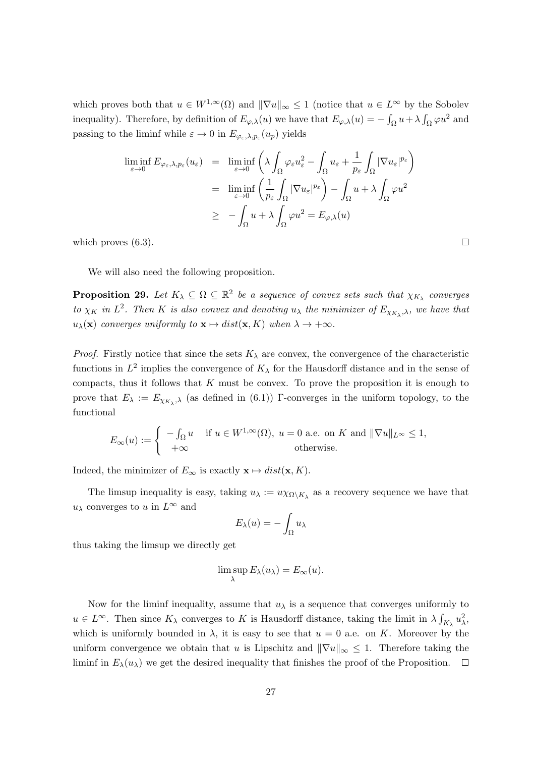which proves both that $u \in W^{1,\infty}(\Omega)$ and $\|\nabla u\|_\infty \leq 1$ (notice that $u \in L^\infty$ by the Sobolev inequality). Therefore, by definition of $E_{\varphi,\lambda}(u)$ we have that $E_{\varphi,\lambda}(u) = -\int_\Omega u + \lambda \int_\Omega \varphi u^2$ and passing to the liminf while $\varepsilon \to 0$ in $E_{\varphi_\varepsilon,\lambda,p_\varepsilon}(u_p)$ yields

$$
\begin{aligned}
\liminf_{\varepsilon\to 0} E_{\varphi_\varepsilon,\lambda,p_\varepsilon}(u_\varepsilon) &= \liminf_{\varepsilon\to 0} \left( \lambda \int_\Omega \varphi_\varepsilon u_\varepsilon^2 - \int_\Omega u_\varepsilon + \frac{1}{p_\varepsilon} \int_\Omega |\nabla u_\varepsilon|^{p_\varepsilon} \right) \\
&= \liminf_{\varepsilon\to 0} \left( \frac{1}{p_\varepsilon} \int_\Omega |\nabla u_\varepsilon|^{p_\varepsilon} \right) - \int_\Omega u + \lambda \int_\Omega \varphi u^2 \\
&\geq -\int_\Omega u + \lambda \int_\Omega \varphi u^2 = E_{\varphi,\lambda}(u)
\end{aligned}
$$

which proves (6.3). □

We will also need the following proposition.

**Proposition 29.** *Let $K_\lambda \subseteq \Omega \subseteq \mathbb{R}^2$ be a sequence of convex sets such that $\chi_{K_\lambda}$ converges to $\chi_K$ in $L^2$. Then $K$ is also convex and denoting $u_\lambda$ the minimizer of $E_{\chi_{K_\lambda},\lambda}$, we have that $u_\lambda(\mathbf{x})$ converges uniformly to $\mathbf{x} \mapsto dist(\mathbf{x}, K)$ when $\lambda \to +\infty$.*

*Proof.* Firstly notice that since the sets $K_\lambda$ are convex, the convergence of the characteristic functions in $L^2$ implies the convergence of $K_\lambda$ for the Hausdorff distance and in the sense of compacts, thus it follows that $K$ must be convex. To prove the proposition it is enough to prove that $E_\lambda := E_{\chi_{K_\lambda},\lambda}$ (as defined in (6.1)) Γ-converges in the uniform topology, to the functional

$$
E_\infty(u) := \begin{cases} -\int_\Omega u & \text{if } u \in W^{1,\infty}(\Omega),\ u = 0 \text{ a.e. on } K \text{ and } \|\nabla u\|_{L^\infty} \leq 1, \\ +\infty & \text{otherwise.} \end{cases}
$$

Indeed, the minimizer of $E_\infty$ is exactly $\mathbf{x} \mapsto dist(\mathbf{x}, K)$.

The limsup inequality is easy, taking $u_\lambda := u\chi_{\Omega\setminus K_\lambda}$ as a recovery sequence we have that $u_\lambda$ converges to $u$ in $L^\infty$ and

$$
E_\lambda(u) = -\int_\Omega u_\lambda
$$

thus taking the limsup we directly get

$$
\limsup_\lambda E_\lambda(u_\lambda) = E_\infty(u).
$$

Now for the liminf inequality, assume that $u_\lambda$ is a sequence that converges uniformly to $u \in L^\infty$. Then since $K_\lambda$ converges to $K$ is Hausdorff distance, taking the limit in $\lambda \int_{K_\lambda} u_\lambda^2$, which is uniformly bounded in $\lambda$, it is easy to see that $u = 0$ a.e. on $K$. Moreover by the uniform convergence we obtain that $u$ is Lipschitz and $\|\nabla u\|_\infty \leq 1$. Therefore taking the liminf in $E_\lambda(u_\lambda)$ we get the desired inequality that finishes the proof of the Proposition. □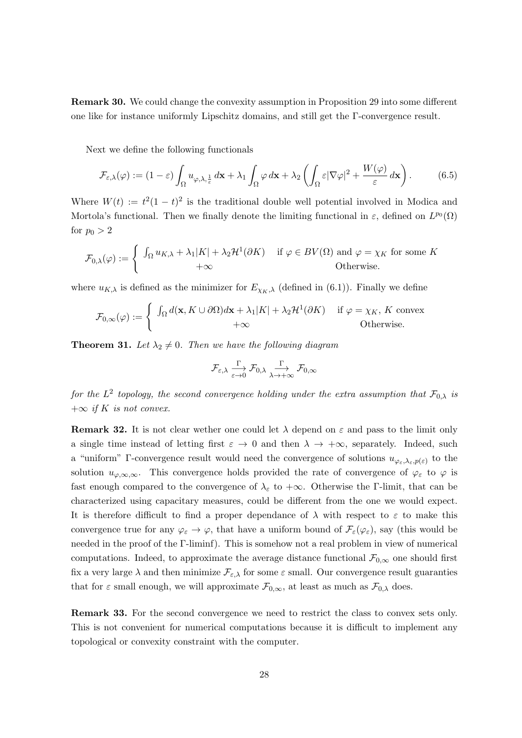**Remark 30.** We could change the convexity assumption in Proposition 29 into some different one like for instance uniformly Lipschitz domains, and still get the Γ-convergence result.

Next we define the following functionals

$$\mathcal{F}_{\varepsilon,\lambda}(\varphi) := (1-\varepsilon)\int_\Omega u_{\varphi,\lambda,\frac{1}{\varepsilon}}\, d\mathbf{x} + \lambda_1 \int_\Omega \varphi\, d\mathbf{x} + \lambda_2 \left( \int_\Omega \varepsilon |\nabla \varphi|^2 + \frac{W(\varphi)}{\varepsilon}\, d\mathbf{x} \right). \tag{6.5}$$

Where $W(t) := t^2(1-t)^2$ is the traditional double well potential involved in Modica and Mortola's functional. Then we finally denote the limiting functional in $\varepsilon$, defined on $L^{p_0}(\Omega)$ for $p_0 > 2$

$$\mathcal{F}_{0,\lambda}(\varphi) := \begin{cases} \int_\Omega u_{K,\lambda} + \lambda_1 |K| + \lambda_2 \mathcal{H}^1(\partial K) & \text{if } \varphi \in BV(\Omega) \text{ and } \varphi = \chi_K \text{ for some } K \\ +\infty & \text{Otherwise.} \end{cases}$$

where $u_{K,\lambda}$ is defined as the minimizer for $E_{\chi_K,\lambda}$ (defined in (6.1)). Finally we define

$$\mathcal{F}_{0,\infty}(\varphi) := \begin{cases} \int_\Omega d(\mathbf{x}, K \cup \partial\Omega) d\mathbf{x} + \lambda_1 |K| + \lambda_2 \mathcal{H}^1(\partial K) & \text{if } \varphi = \chi_K,\ K \text{ convex} \\ +\infty & \text{Otherwise.} \end{cases}$$

**Theorem 31.** *Let $\lambda_2 \neq 0$. Then we have the following diagram*

$$\mathcal{F}_{\varepsilon,\lambda} \xrightarrow[\varepsilon \to 0]{\Gamma} \mathcal{F}_{0,\lambda} \xrightarrow[\lambda \to +\infty]{\Gamma} \mathcal{F}_{0,\infty}$$

*for the $L^2$ topology, the second convergence holding under the extra assumption that $\mathcal{F}_{0,\lambda}$ is $+\infty$ if $K$ is not convex.*

**Remark 32.** It is not clear wether one could let $\lambda$ depend on $\varepsilon$ and pass to the limit only a single time instead of letting first $\varepsilon \to 0$ and then $\lambda \to +\infty$, separately. Indeed, such a "uniform" Γ-convergence result would need the convergence of solutions $u_{\varphi_\varepsilon,\lambda_\varepsilon,p(\varepsilon)}$ to the solution $u_{\varphi,\infty,\infty}$. This convergence holds provided the rate of convergence of $\varphi_\varepsilon$ to $\varphi$ is fast enough compared to the convergence of $\lambda_\varepsilon$ to $+\infty$. Otherwise the Γ-limit, that can be characterized using capacitary measures, could be different from the one we would expect. It is therefore difficult to find a proper dependance of $\lambda$ with respect to $\varepsilon$ to make this convergence true for any $\varphi_\varepsilon \to \varphi$, that have a uniform bound of $\mathcal{F}_\varepsilon(\varphi_\varepsilon)$, say (this would be needed in the proof of the Γ-liminf). This is somehow not a real problem in view of numerical computations. Indeed, to approximate the average distance functional $\mathcal{F}_{0,\infty}$ one should first fix a very large $\lambda$ and then minimize $\mathcal{F}_{\varepsilon,\lambda}$ for some $\varepsilon$ small. Our convergence result guaranties that for $\varepsilon$ small enough, we will approximate $\mathcal{F}_{0,\infty}$, at least as much as $\mathcal{F}_{0,\lambda}$ does.

**Remark 33.** For the second convergence we need to restrict the class to convex sets only. This is not convenient for numerical computations because it is difficult to implement any topological or convexity constraint with the computer.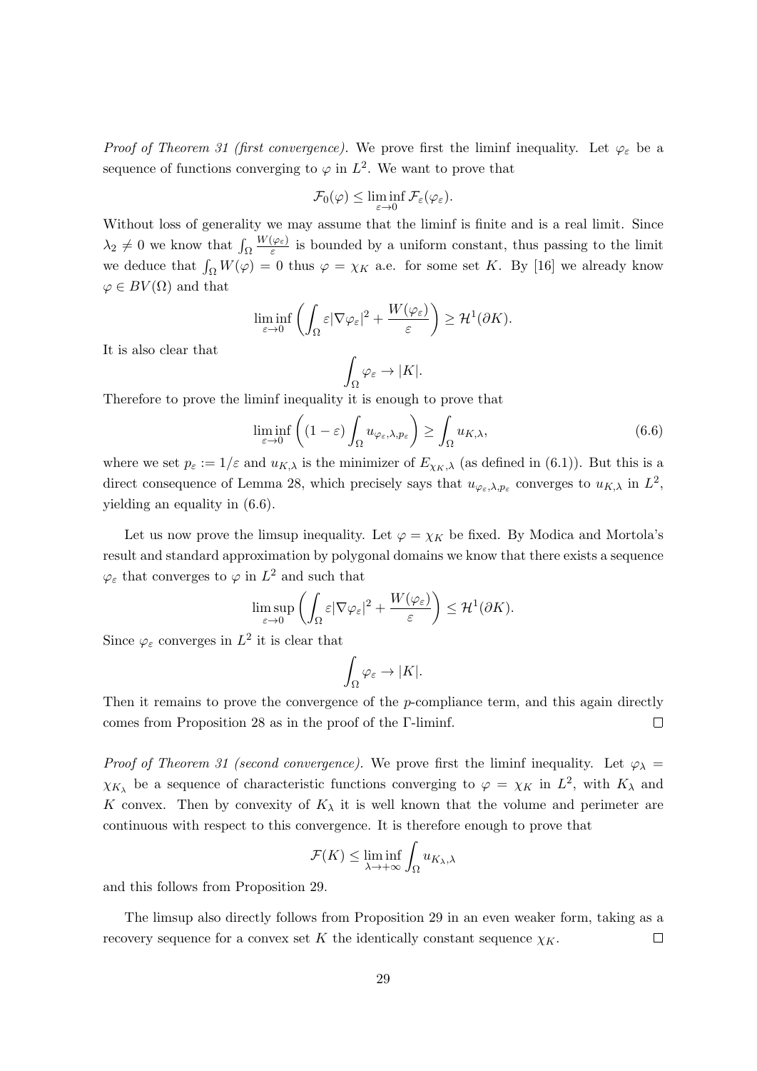*Proof of Theorem 31 (first convergence).* We prove first the liminf inequality. Let $\varphi_\varepsilon$ be a sequence of functions converging to $\varphi$ in $L^2$. We want to prove that

$$\mathcal{F}_0(\varphi) \leq \liminf_{\varepsilon \to 0} \mathcal{F}_\varepsilon(\varphi_\varepsilon).$$

Without loss of generality we may assume that the liminf is finite and is a real limit. Since $\lambda_2 \neq 0$ we know that $\int_\Omega \frac{W(\varphi_\varepsilon)}{\varepsilon}$ is bounded by a uniform constant, thus passing to the limit we deduce that $\int_\Omega W(\varphi) = 0$ thus $\varphi = \chi_K$ a.e. for some set $K$. By [16] we already know $\varphi \in BV(\Omega)$ and that

$$\liminf_{\varepsilon \to 0} \left( \int_\Omega \varepsilon |\nabla \varphi_\varepsilon|^2 + \frac{W(\varphi_\varepsilon)}{\varepsilon} \right) \geq \mathcal{H}^1(\partial K).$$

It is also clear that

$$\int_\Omega \varphi_\varepsilon \to |K|.$$

Therefore to prove the liminf inequality it is enough to prove that

$$\liminf_{\varepsilon \to 0} \left( (1-\varepsilon) \int_\Omega u_{\varphi_\varepsilon, \lambda, p_\varepsilon} \right) \geq \int_\Omega u_{K,\lambda}, \tag{6.6}$$

where we set $p_\varepsilon := 1/\varepsilon$ and $u_{K,\lambda}$ is the minimizer of $E_{\chi_K,\lambda}$ (as defined in (6.1)). But this is a direct consequence of Lemma 28, which precisely says that $u_{\varphi_\varepsilon,\lambda,p_\varepsilon}$ converges to $u_{K,\lambda}$ in $L^2$, yielding an equality in (6.6).

Let us now prove the limsup inequality. Let $\varphi = \chi_K$ be fixed. By Modica and Mortola's result and standard approximation by polygonal domains we know that there exists a sequence $\varphi_\varepsilon$ that converges to $\varphi$ in $L^2$ and such that

$$\limsup_{\varepsilon \to 0} \left( \int_\Omega \varepsilon |\nabla \varphi_\varepsilon|^2 + \frac{W(\varphi_\varepsilon)}{\varepsilon} \right) \leq \mathcal{H}^1(\partial K).$$

Since $\varphi_\varepsilon$ converges in $L^2$ it is clear that

$$\int_\Omega \varphi_\varepsilon \to |K|.$$

Then it remains to prove the convergence of the $p$-compliance term, and this again directly comes from Proposition 28 as in the proof of the Γ-liminf. □

*Proof of Theorem 31 (second convergence).* We prove first the liminf inequality. Let $\varphi_\lambda = \chi_{K_\lambda}$ be a sequence of characteristic functions converging to $\varphi = \chi_K$ in $L^2$, with $K_\lambda$ and $K$ convex. Then by convexity of $K_\lambda$ it is well known that the volume and perimeter are continuous with respect to this convergence. It is therefore enough to prove that

$$\mathcal{F}(K) \leq \liminf_{\lambda \to +\infty} \int_\Omega u_{K_\lambda,\lambda}$$

and this follows from Proposition 29.

The limsup also directly follows from Proposition 29 in an even weaker form, taking as a recovery sequence for a convex set $K$ the identically constant sequence $\chi_K$. □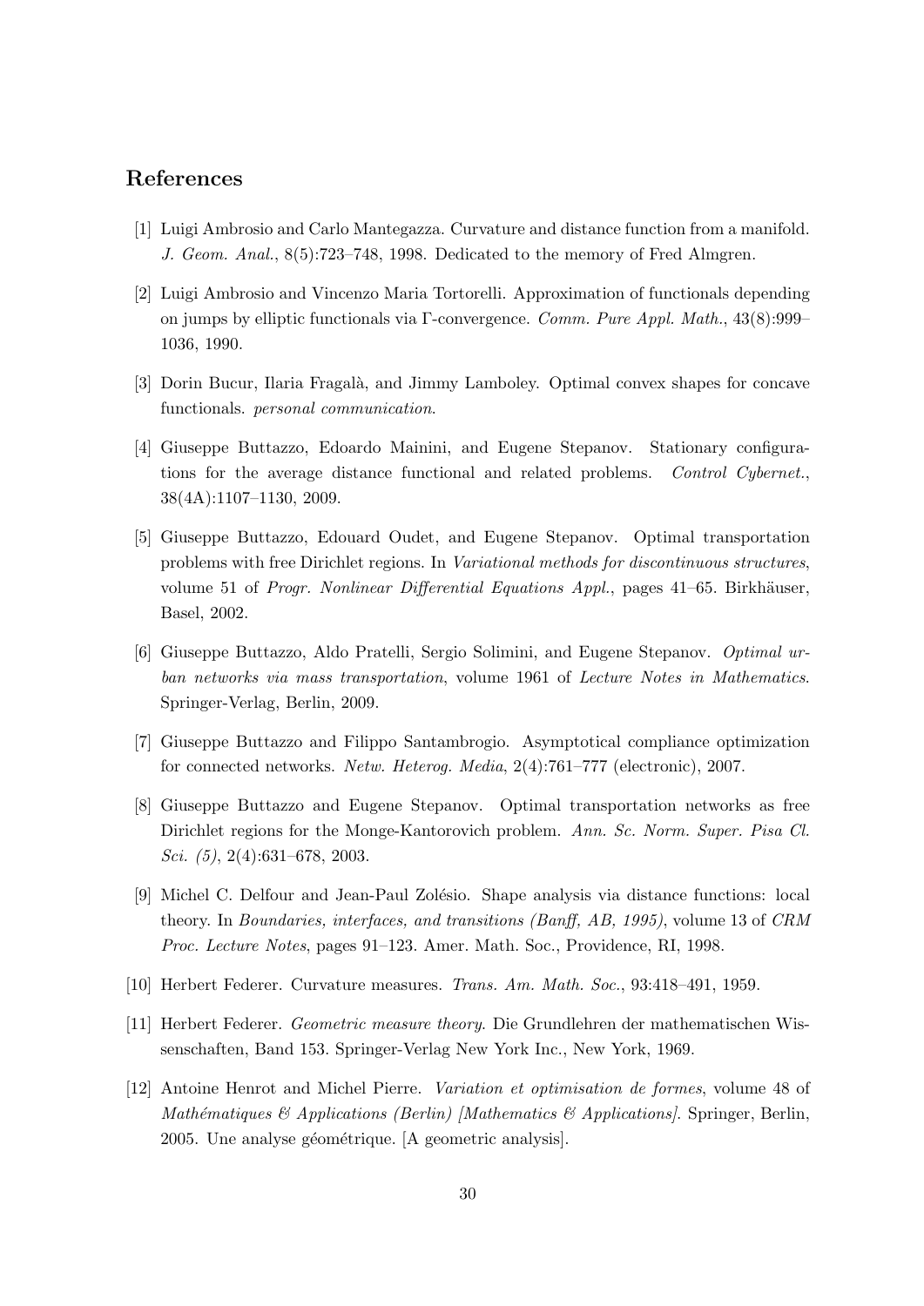## References

[1] Luigi Ambrosio and Carlo Mantegazza. Curvature and distance function from a manifold. *J. Geom. Anal.*, 8(5):723–748, 1998. Dedicated to the memory of Fred Almgren.

[2] Luigi Ambrosio and Vincenzo Maria Tortorelli. Approximation of functionals depending on jumps by elliptic functionals via Γ-convergence. *Comm. Pure Appl. Math.*, 43(8):999–1036, 1990.

[3] Dorin Bucur, Ilaria Fragalà, and Jimmy Lamboley. Optimal convex shapes for concave functionals. *personal communication*.

[4] Giuseppe Buttazzo, Edoardo Mainini, and Eugene Stepanov. Stationary configurations for the average distance functional and related problems. *Control Cybernet.*, 38(4A):1107–1130, 2009.

[5] Giuseppe Buttazzo, Edouard Oudet, and Eugene Stepanov. Optimal transportation problems with free Dirichlet regions. In *Variational methods for discontinuous structures*, volume 51 of *Progr. Nonlinear Differential Equations Appl.*, pages 41–65. Birkhäuser, Basel, 2002.

[6] Giuseppe Buttazzo, Aldo Pratelli, Sergio Solimini, and Eugene Stepanov. *Optimal urban networks via mass transportation*, volume 1961 of *Lecture Notes in Mathematics*. Springer-Verlag, Berlin, 2009.

[7] Giuseppe Buttazzo and Filippo Santambrogio. Asymptotical compliance optimization for connected networks. *Netw. Heterog. Media*, 2(4):761–777 (electronic), 2007.

[8] Giuseppe Buttazzo and Eugene Stepanov. Optimal transportation networks as free Dirichlet regions for the Monge-Kantorovich problem. *Ann. Sc. Norm. Super. Pisa Cl. Sci. (5)*, 2(4):631–678, 2003.

[9] Michel C. Delfour and Jean-Paul Zolésio. Shape analysis via distance functions: local theory. In *Boundaries, interfaces, and transitions (Banff, AB, 1995)*, volume 13 of *CRM Proc. Lecture Notes*, pages 91–123. Amer. Math. Soc., Providence, RI, 1998.

[10] Herbert Federer. Curvature measures. *Trans. Am. Math. Soc.*, 93:418–491, 1959.

[11] Herbert Federer. *Geometric measure theory*. Die Grundlehren der mathematischen Wissenschaften, Band 153. Springer-Verlag New York Inc., New York, 1969.

[12] Antoine Henrot and Michel Pierre. *Variation et optimisation de formes*, volume 48 of *Mathématiques & Applications (Berlin) [Mathematics & Applications]*. Springer, Berlin, 2005. Une analyse géométrique. [A geometric analysis].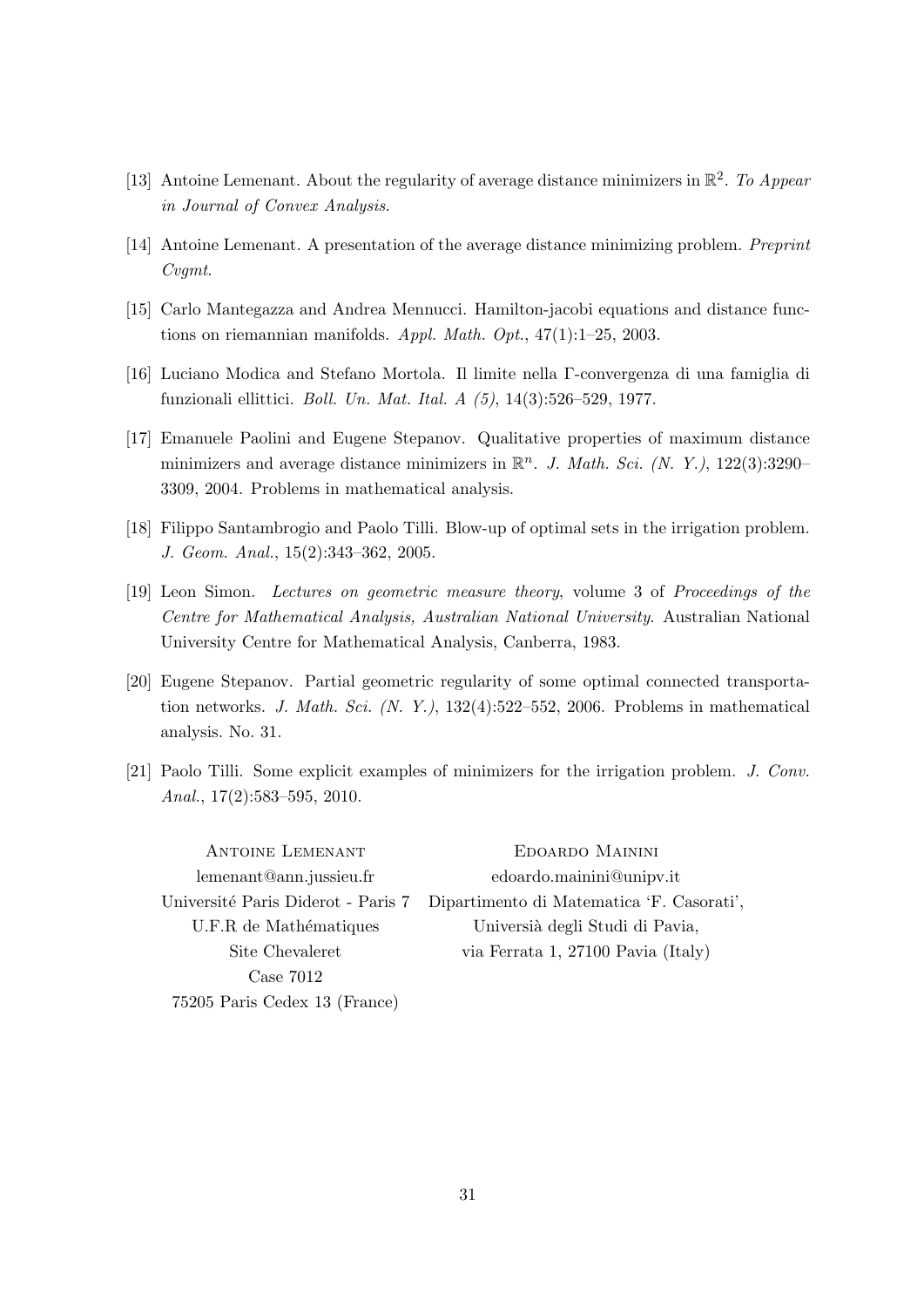[13] Antoine Lemenant. About the regularity of average distance minimizers in $\mathbb{R}^2$. *To Appear in Journal of Convex Analysis.*

[14] Antoine Lemenant. A presentation of the average distance minimizing problem. *Preprint Cvgmt*.

[15] Carlo Mantegazza and Andrea Mennucci. Hamilton-jacobi equations and distance functions on riemannian manifolds. *Appl. Math. Opt.*, 47(1):1–25, 2003.

[16] Luciano Modica and Stefano Mortola. Il limite nella Γ-convergenza di una famiglia di funzionali ellittici. *Boll. Un. Mat. Ital. A (5)*, 14(3):526–529, 1977.

[17] Emanuele Paolini and Eugene Stepanov. Qualitative properties of maximum distance minimizers and average distance minimizers in $\mathbb{R}^n$. *J. Math. Sci. (N. Y.)*, 122(3):3290–3309, 2004. Problems in mathematical analysis.

[18] Filippo Santambrogio and Paolo Tilli. Blow-up of optimal sets in the irrigation problem. *J. Geom. Anal.*, 15(2):343–362, 2005.

[19] Leon Simon. *Lectures on geometric measure theory*, volume 3 of *Proceedings of the Centre for Mathematical Analysis, Australian National University*. Australian National University Centre for Mathematical Analysis, Canberra, 1983.

[20] Eugene Stepanov. Partial geometric regularity of some optimal connected transportation networks. *J. Math. Sci. (N. Y.)*, 132(4):522–552, 2006. Problems in mathematical analysis. No. 31.

[21] Paolo Tilli. Some explicit examples of minimizers for the irrigation problem. *J. Conv. Anal.*, 17(2):583–595, 2010.

Antoine Lemenant
lemenant@ann.jussieu.fr
Université Paris Diderot - Paris 7
U.F.R de Mathématiques
Site Chevaleret
Case 7012
75205 Paris Cedex 13 (France)

Edoardo Mainini
edoardo.mainini@unipv.it
Dipartimento di Matematica 'F. Casorati',
Università degli Studi di Pavia,
via Ferrata 1, 27100 Pavia (Italy)